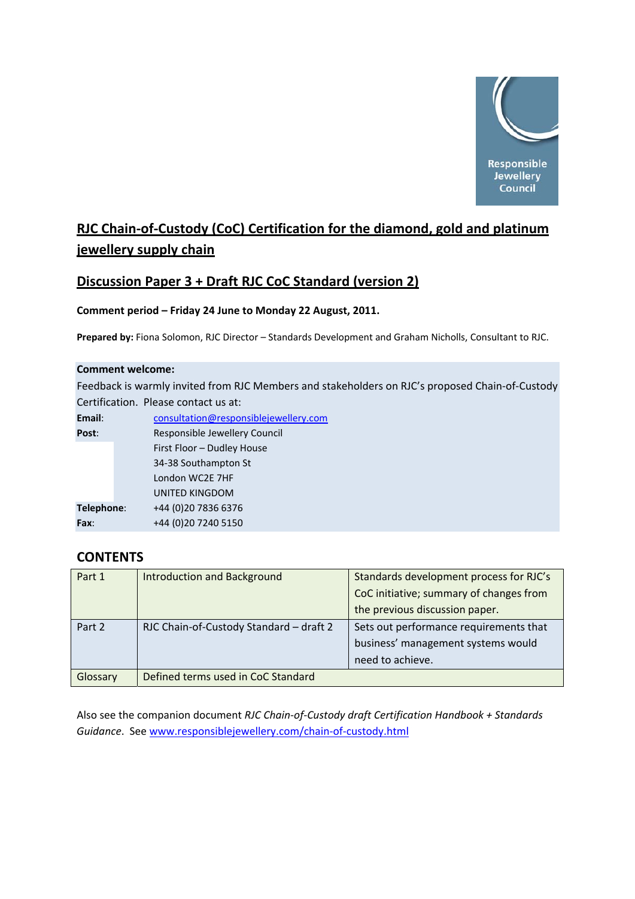Responsible Jewellery Council

# RJC Chain-of-Custody (CoC) Certification for the diamond, gold and platinum jewellery supply chain

## Discussion Paper 3 + Draft RJC CoC Standard (version 2)

**Comment period – Friday 24 June to Monday 22 August, 2011.**

**Prepared by:** Fiona Solomon, RJC Director – Standards Development and Graham Nicholls, Consultant to RJC.

**Comment welcome:**

Feedback is warmly invited from RJC Members and stakeholders on RJC's proposed Chain-of-Custody Certification. Please contact us at:

**Email**: consultation@responsiblejewellery.com

**Post**: Responsible Jewellery Council
First Floor – Dudley House
34-38 Southampton St
London WC2E 7HF
UNITED KINGDOM

**Telephone**: +44 (0)20 7836 6376

**Fax**: +44 (0)20 7240 5150

## CONTENTS

| Part 1 | Introduction and Background | Standards development process for RJC's CoC initiative; summary of changes from the previous discussion paper. |
|---|---|---|
| Part 2 | RJC Chain-of-Custody Standard – draft 2 | Sets out performance requirements that business' management systems would need to achieve. |
| Glossary | Defined terms used in CoC Standard | |

Also see the companion document *RJC Chain-of-Custody draft Certification Handbook + Standards Guidance*. See www.responsiblejewellery.com/chain-of-custody.html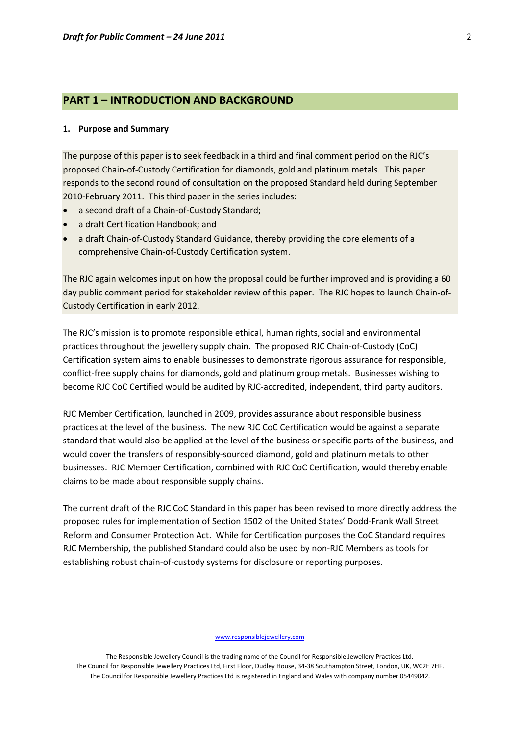## PART 1 – INTRODUCTION AND BACKGROUND

### 1. Purpose and Summary

The purpose of this paper is to seek feedback in a third and final comment period on the RJC's proposed Chain-of-Custody Certification for diamonds, gold and platinum metals. This paper responds to the second round of consultation on the proposed Standard held during September 2010-February 2011. This third paper in the series includes:

- a second draft of a Chain-of-Custody Standard;
- a draft Certification Handbook; and
- a draft Chain-of-Custody Standard Guidance, thereby providing the core elements of a comprehensive Chain-of-Custody Certification system.

The RJC again welcomes input on how the proposal could be further improved and is providing a 60 day public comment period for stakeholder review of this paper. The RJC hopes to launch Chain-of-Custody Certification in early 2012.

The RJC's mission is to promote responsible ethical, human rights, social and environmental practices throughout the jewellery supply chain. The proposed RJC Chain-of-Custody (CoC) Certification system aims to enable businesses to demonstrate rigorous assurance for responsible, conflict-free supply chains for diamonds, gold and platinum group metals. Businesses wishing to become RJC CoC Certified would be audited by RJC-accredited, independent, third party auditors.

RJC Member Certification, launched in 2009, provides assurance about responsible business practices at the level of the business. The new RJC CoC Certification would be against a separate standard that would also be applied at the level of the business or specific parts of the business, and would cover the transfers of responsibly-sourced diamond, gold and platinum metals to other businesses. RJC Member Certification, combined with RJC CoC Certification, would thereby enable claims to be made about responsible supply chains.

The current draft of the RJC CoC Standard in this paper has been revised to more directly address the proposed rules for implementation of Section 1502 of the United States' Dodd-Frank Wall Street Reform and Consumer Protection Act. While for Certification purposes the CoC Standard requires RJC Membership, the published Standard could also be used by non-RJC Members as tools for establishing robust chain-of-custody systems for disclosure or reporting purposes.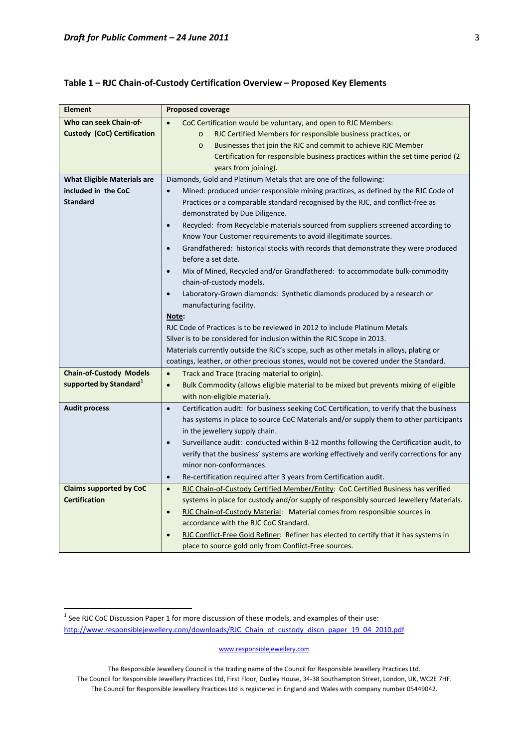**Table 1 – RJC Chain-of-Custody Certification Overview – Proposed Key Elements**

| Element | Proposed coverage |
|---|---|
| **Who can seek Chain-of-Custody (CoC) Certification** | • CoC Certification would be voluntary, and open to RJC Members:<br>  o RJC Certified Members for responsible business practices, or<br>  o Businesses that join the RJC and commit to achieve RJC Member Certification for responsible business practices within the set time period (2 years from joining). |
| **What Eligible Materials are included in the CoC Standard** | Diamonds, Gold and Platinum Metals that are one of the following:<br>• Mined: produced under responsible mining practices, as defined by the RJC Code of Practices or a comparable standard recognised by the RJC, and conflict-free as demonstrated by Due Diligence.<br>• Recycled: from Recyclable materials sourced from suppliers screened according to Know Your Customer requirements to avoid illegitimate sources.<br>• Grandfathered: historical stocks with records that demonstrate they were produced before a set date.<br>• Mix of Mined, Recycled and/or Grandfathered: to accommodate bulk-commodity chain-of-custody models.<br>• Laboratory-Grown diamonds: Synthetic diamonds produced by a research or manufacturing facility.<br>**Note:**<br>RJC Code of Practices is to be reviewed in 2012 to include Platinum Metals<br>Silver is to be considered for inclusion within the RJC Scope in 2013.<br>Materials currently outside the RJC's scope, such as other metals in alloys, plating or coatings, leather, or other precious stones, would not be covered under the Standard. |
| **Chain-of-Custody Models supported by Standard**[1] | • Track and Trace (tracing material to origin).<br>• Bulk Commodity (allows eligible material to be mixed but prevents mixing of eligible with non-eligible material). |
| **Audit process** | • Certification audit: for business seeking CoC Certification, to verify that the business has systems in place to source CoC Materials and/or supply them to other participants in the jewellery supply chain.<br>• Surveillance audit: conducted within 8-12 months following the Certification audit, to verify that the business' systems are working effectively and verify corrections for any minor non-conformances.<br>• Re-certification required after 3 years from Certification audit. |
| **Claims supported by CoC Certification** | • RJC Chain-of-Custody Certified Member/Entity: CoC Certified Business has verified systems in place for custody and/or supply of responsibly sourced Jewellery Materials.<br>• RJC Chain-of-Custody Material: Material comes from responsible sources in accordance with the RJC CoC Standard.<br>• RJC Conflict-Free Gold Refiner: Refiner has elected to certify that it has systems in place to source gold only from Conflict-Free sources. |

[1] See RJC CoC Discussion Paper 1 for more discussion of these models, and examples of their use: http://www.responsiblejewellery.com/downloads/RJC_Chain_of_custody_discn_paper_19_04_2010.pdf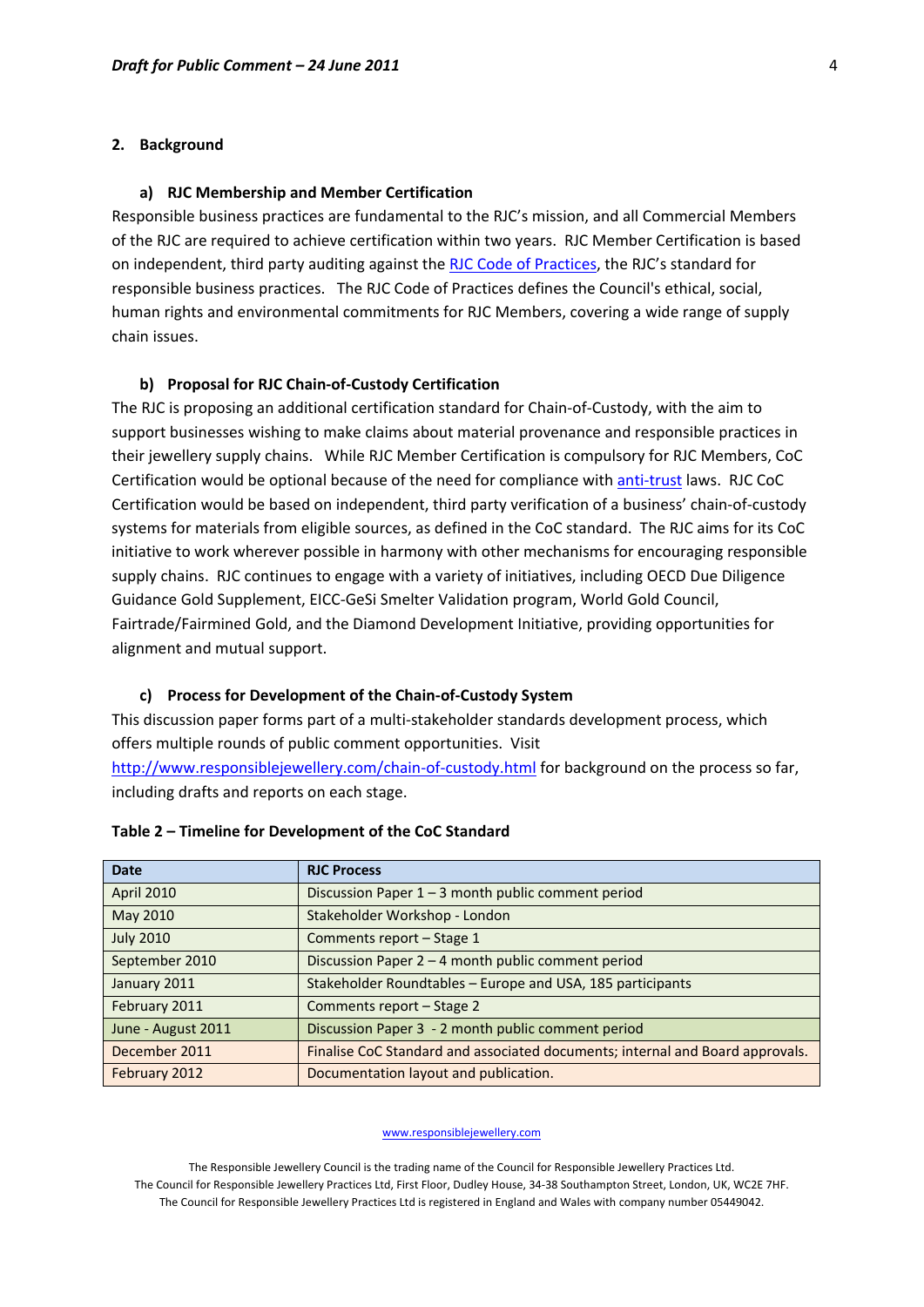## 2. Background

### a) RJC Membership and Member Certification

Responsible business practices are fundamental to the RJC's mission, and all Commercial Members of the RJC are required to achieve certification within two years. RJC Member Certification is based on independent, third party auditing against the RJC Code of Practices, the RJC's standard for responsible business practices. The RJC Code of Practices defines the Council's ethical, social, human rights and environmental commitments for RJC Members, covering a wide range of supply chain issues.

### b) Proposal for RJC Chain-of-Custody Certification

The RJC is proposing an additional certification standard for Chain-of-Custody, with the aim to support businesses wishing to make claims about material provenance and responsible practices in their jewellery supply chains. While RJC Member Certification is compulsory for RJC Members, CoC Certification would be optional because of the need for compliance with anti-trust laws. RJC CoC Certification would be based on independent, third party verification of a business' chain-of-custody systems for materials from eligible sources, as defined in the CoC standard. The RJC aims for its CoC initiative to work wherever possible in harmony with other mechanisms for encouraging responsible supply chains. RJC continues to engage with a variety of initiatives, including OECD Due Diligence Guidance Gold Supplement, EICC-GeSi Smelter Validation program, World Gold Council, Fairtrade/Fairmined Gold, and the Diamond Development Initiative, providing opportunities for alignment and mutual support.

### c) Process for Development of the Chain-of-Custody System

This discussion paper forms part of a multi-stakeholder standards development process, which offers multiple rounds of public comment opportunities. Visit http://www.responsiblejewellery.com/chain-of-custody.html for background on the process so far, including drafts and reports on each stage.

**Table 2 – Timeline for Development of the CoC Standard**

| Date | RJC Process |
|---|---|
| April 2010 | Discussion Paper 1 – 3 month public comment period |
| May 2010 | Stakeholder Workshop - London |
| July 2010 | Comments report – Stage 1 |
| September 2010 | Discussion Paper 2 – 4 month public comment period |
| January 2011 | Stakeholder Roundtables – Europe and USA, 185 participants |
| February 2011 | Comments report – Stage 2 |
| June - August 2011 | Discussion Paper 3 - 2 month public comment period |
| December 2011 | Finalise CoC Standard and associated documents; internal and Board approvals. |
| February 2012 | Documentation layout and publication. |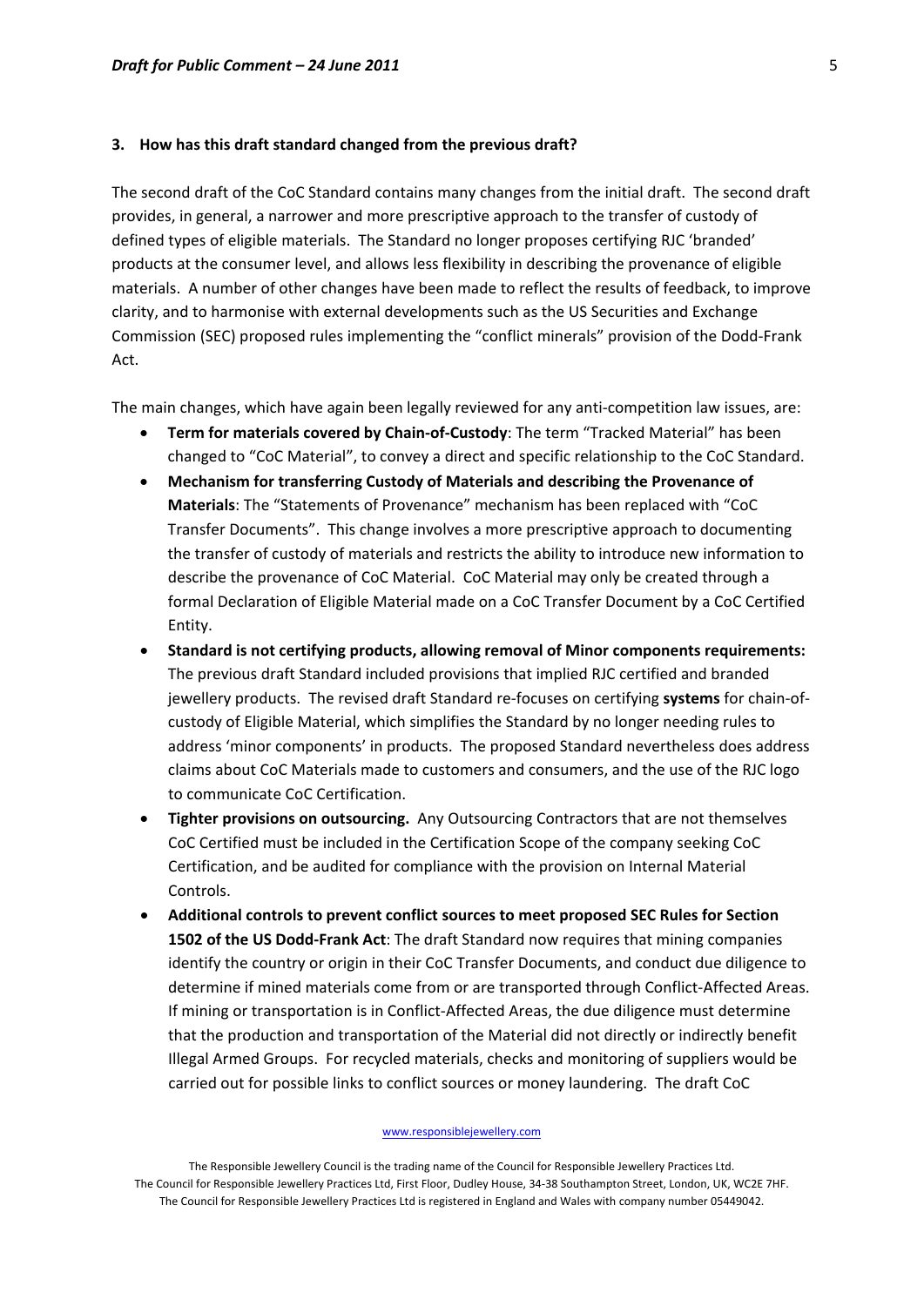### 3. How has this draft standard changed from the previous draft?

The second draft of the CoC Standard contains many changes from the initial draft. The second draft provides, in general, a narrower and more prescriptive approach to the transfer of custody of defined types of eligible materials. The Standard no longer proposes certifying RJC 'branded' products at the consumer level, and allows less flexibility in describing the provenance of eligible materials. A number of other changes have been made to reflect the results of feedback, to improve clarity, and to harmonise with external developments such as the US Securities and Exchange Commission (SEC) proposed rules implementing the "conflict minerals" provision of the Dodd-Frank Act.

The main changes, which have again been legally reviewed for any anti-competition law issues, are:

- **Term for materials covered by Chain-of-Custody**: The term "Tracked Material" has been changed to "CoC Material", to convey a direct and specific relationship to the CoC Standard.
- **Mechanism for transferring Custody of Materials and describing the Provenance of Materials**: The "Statements of Provenance" mechanism has been replaced with "CoC Transfer Documents". This change involves a more prescriptive approach to documenting the transfer of custody of materials and restricts the ability to introduce new information to describe the provenance of CoC Material. CoC Material may only be created through a formal Declaration of Eligible Material made on a CoC Transfer Document by a CoC Certified Entity.
- **Standard is not certifying products, allowing removal of Minor components requirements:** The previous draft Standard included provisions that implied RJC certified and branded jewellery products. The revised draft Standard re-focuses on certifying **systems** for chain-of-custody of Eligible Material, which simplifies the Standard by no longer needing rules to address 'minor components' in products. The proposed Standard nevertheless does address claims about CoC Materials made to customers and consumers, and the use of the RJC logo to communicate CoC Certification.
- **Tighter provisions on outsourcing.** Any Outsourcing Contractors that are not themselves CoC Certified must be included in the Certification Scope of the company seeking CoC Certification, and be audited for compliance with the provision on Internal Material Controls.
- **Additional controls to prevent conflict sources to meet proposed SEC Rules for Section 1502 of the US Dodd-Frank Act**: The draft Standard now requires that mining companies identify the country or origin in their CoC Transfer Documents, and conduct due diligence to determine if mined materials come from or are transported through Conflict-Affected Areas. If mining or transportation is in Conflict-Affected Areas, the due diligence must determine that the production and transportation of the Material did not directly or indirectly benefit Illegal Armed Groups. For recycled materials, checks and monitoring of suppliers would be carried out for possible links to conflict sources or money laundering. The draft CoC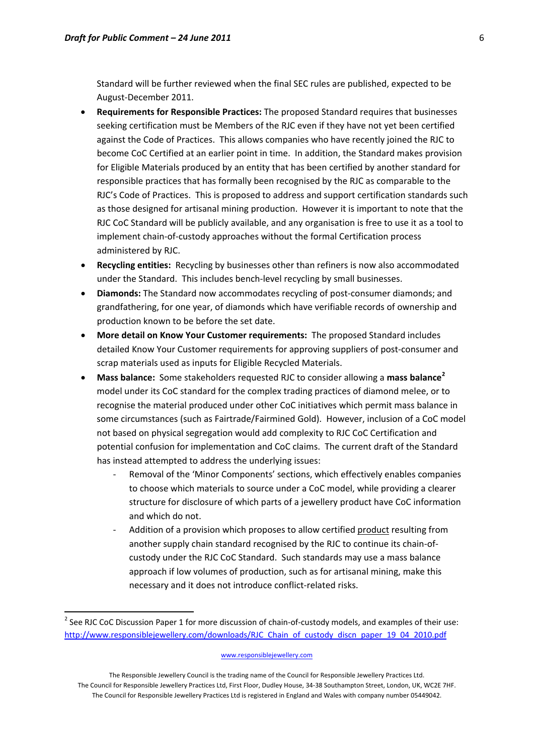Standard will be further reviewed when the final SEC rules are published, expected to be August-December 2011.

- **Requirements for Responsible Practices:** The proposed Standard requires that businesses seeking certification must be Members of the RJC even if they have not yet been certified against the Code of Practices. This allows companies who have recently joined the RJC to become CoC Certified at an earlier point in time. In addition, the Standard makes provision for Eligible Materials produced by an entity that has been certified by another standard for responsible practices that has formally been recognised by the RJC as comparable to the RJC's Code of Practices. This is proposed to address and support certification standards such as those designed for artisanal mining production. However it is important to note that the RJC CoC Standard will be publicly available, and any organisation is free to use it as a tool to implement chain-of-custody approaches without the formal Certification process administered by RJC.
- **Recycling entities:** Recycling by businesses other than refiners is now also accommodated under the Standard. This includes bench-level recycling by small businesses.
- **Diamonds:** The Standard now accommodates recycling of post-consumer diamonds; and grandfathering, for one year, of diamonds which have verifiable records of ownership and production known to be before the set date.
- **More detail on Know Your Customer requirements:** The proposed Standard includes detailed Know Your Customer requirements for approving suppliers of post-consumer and scrap materials used as inputs for Eligible Recycled Materials.
- **Mass balance:** Some stakeholders requested RJC to consider allowing a **mass balance**[2] model under its CoC standard for the complex trading practices of diamond melee, or to recognise the material produced under other CoC initiatives which permit mass balance in some circumstances (such as Fairtrade/Fairmined Gold). However, inclusion of a CoC model not based on physical segregation would add complexity to RJC CoC Certification and potential confusion for implementation and CoC claims. The current draft of the Standard has instead attempted to address the underlying issues:
    - Removal of the 'Minor Components' sections, which effectively enables companies to choose which materials to source under a CoC model, while providing a clearer structure for disclosure of which parts of a jewellery product have CoC information and which do not.
    - Addition of a provision which proposes to allow certified product resulting from another supply chain standard recognised by the RJC to continue its chain-of-custody under the RJC CoC Standard. Such standards may use a mass balance approach if low volumes of production, such as for artisanal mining, make this necessary and it does not introduce conflict-related risks.

[2] See RJC CoC Discussion Paper 1 for more discussion of chain-of-custody models, and examples of their use: http://www.responsiblejewellery.com/downloads/RJC_Chain_of_custody_discn_paper_19_04_2010.pdf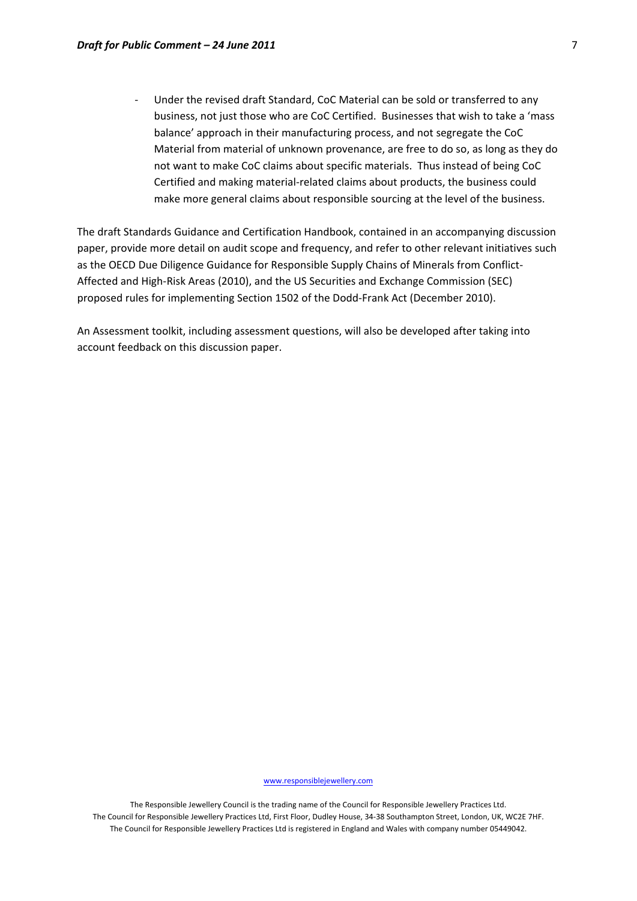- Under the revised draft Standard, CoC Material can be sold or transferred to any business, not just those who are CoC Certified. Businesses that wish to take a 'mass balance' approach in their manufacturing process, and not segregate the CoC Material from material of unknown provenance, are free to do so, as long as they do not want to make CoC claims about specific materials. Thus instead of being CoC Certified and making material-related claims about products, the business could make more general claims about responsible sourcing at the level of the business.

The draft Standards Guidance and Certification Handbook, contained in an accompanying discussion paper, provide more detail on audit scope and frequency, and refer to other relevant initiatives such as the OECD Due Diligence Guidance for Responsible Supply Chains of Minerals from Conflict-Affected and High-Risk Areas (2010), and the US Securities and Exchange Commission (SEC) proposed rules for implementing Section 1502 of the Dodd-Frank Act (December 2010).

An Assessment toolkit, including assessment questions, will also be developed after taking into account feedback on this discussion paper.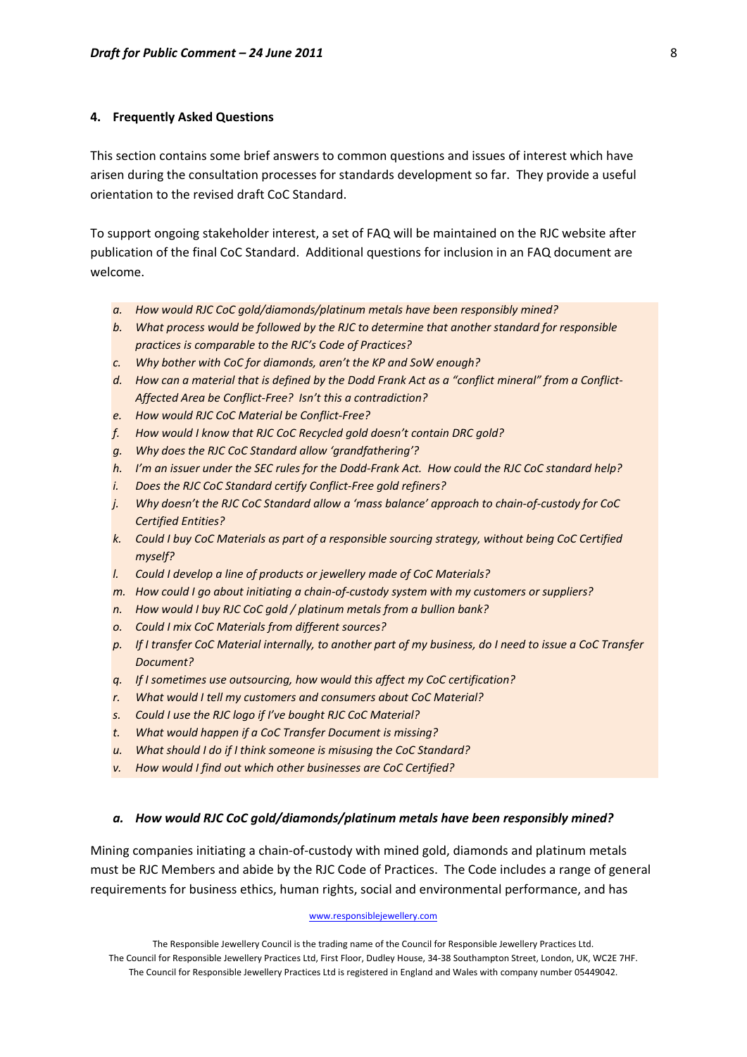## 4. Frequently Asked Questions

This section contains some brief answers to common questions and issues of interest which have arisen during the consultation processes for standards development so far. They provide a useful orientation to the revised draft CoC Standard.

To support ongoing stakeholder interest, a set of FAQ will be maintained on the RJC website after publication of the final CoC Standard. Additional questions for inclusion in an FAQ document are welcome.

- a. *How would RJC CoC gold/diamonds/platinum metals have been responsibly mined?*
- b. *What process would be followed by the RJC to determine that another standard for responsible practices is comparable to the RJC's Code of Practices?*
- c. *Why bother with CoC for diamonds, aren't the KP and SoW enough?*
- d. *How can a material that is defined by the Dodd Frank Act as a "conflict mineral" from a Conflict-Affected Area be Conflict-Free? Isn't this a contradiction?*
- e. *How would RJC CoC Material be Conflict-Free?*
- f. *How would I know that RJC CoC Recycled gold doesn't contain DRC gold?*
- g. *Why does the RJC CoC Standard allow 'grandfathering'?*
- h. *I'm an issuer under the SEC rules for the Dodd-Frank Act. How could the RJC CoC standard help?*
- i. *Does the RJC CoC Standard certify Conflict-Free gold refiners?*
- j. *Why doesn't the RJC CoC Standard allow a 'mass balance' approach to chain-of-custody for CoC Certified Entities?*
- k. *Could I buy CoC Materials as part of a responsible sourcing strategy, without being CoC Certified myself?*
- l. *Could I develop a line of products or jewellery made of CoC Materials?*
- m. *How could I go about initiating a chain-of-custody system with my customers or suppliers?*
- n. *How would I buy RJC CoC gold / platinum metals from a bullion bank?*
- o. *Could I mix CoC Materials from different sources?*
- p. *If I transfer CoC Material internally, to another part of my business, do I need to issue a CoC Transfer Document?*
- q. *If I sometimes use outsourcing, how would this affect my CoC certification?*
- r. *What would I tell my customers and consumers about CoC Material?*
- s. *Could I use the RJC logo if I've bought RJC CoC Material?*
- t. *What would happen if a CoC Transfer Document is missing?*
- u. *What should I do if I think someone is misusing the CoC Standard?*
- v. *How would I find out which other businesses are CoC Certified?*

### *a. How would RJC CoC gold/diamonds/platinum metals have been responsibly mined?*

Mining companies initiating a chain-of-custody with mined gold, diamonds and platinum metals must be RJC Members and abide by the RJC Code of Practices. The Code includes a range of general requirements for business ethics, human rights, social and environmental performance, and has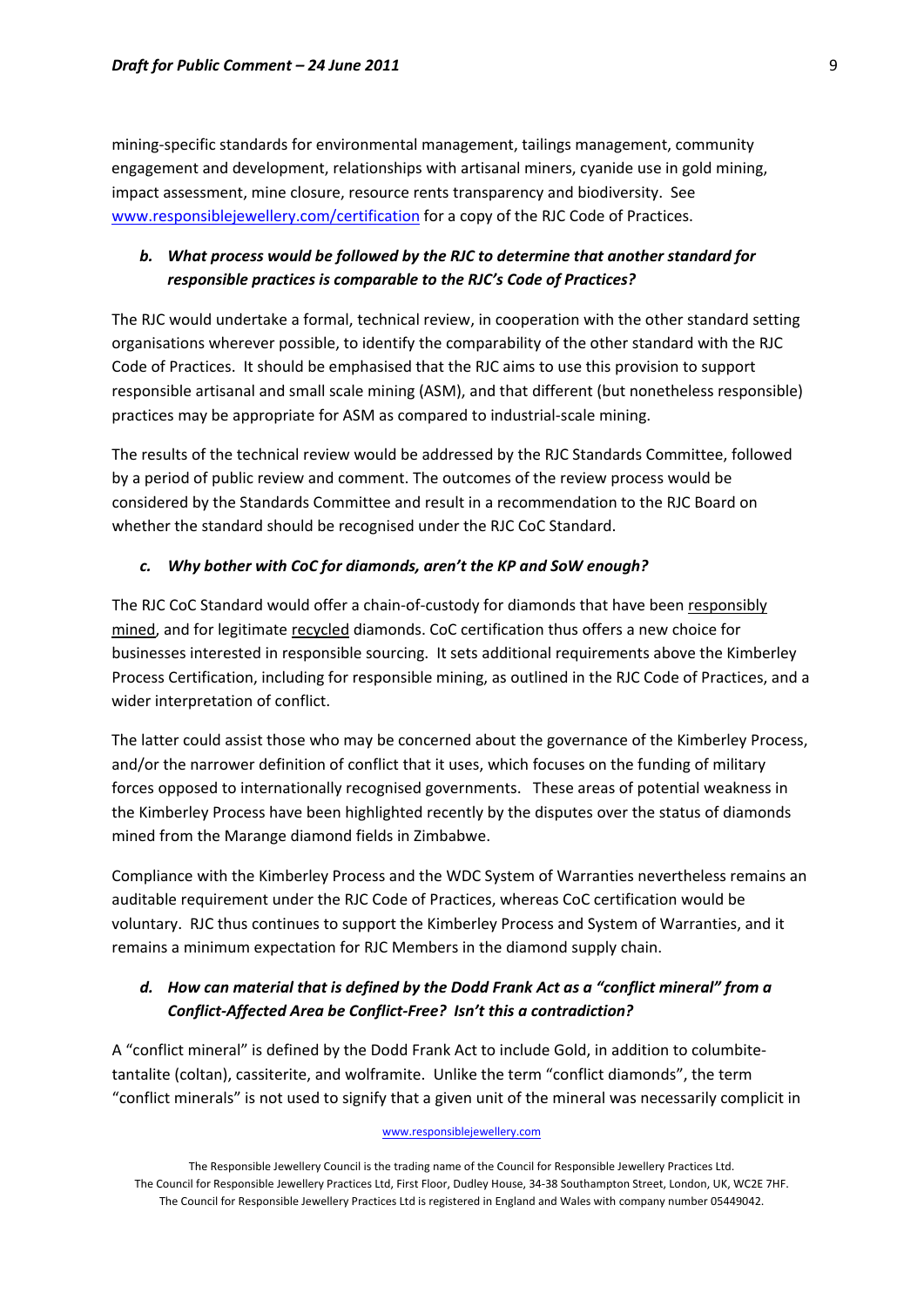mining-specific standards for environmental management, tailings management, community engagement and development, relationships with artisanal miners, cyanide use in gold mining, impact assessment, mine closure, resource rents transparency and biodiversity. See www.responsiblejewellery.com/certification for a copy of the RJC Code of Practices.

### *b. What process would be followed by the RJC to determine that another standard for responsible practices is comparable to the RJC's Code of Practices?*

The RJC would undertake a formal, technical review, in cooperation with the other standard setting organisations wherever possible, to identify the comparability of the other standard with the RJC Code of Practices. It should be emphasised that the RJC aims to use this provision to support responsible artisanal and small scale mining (ASM), and that different (but nonetheless responsible) practices may be appropriate for ASM as compared to industrial-scale mining.

The results of the technical review would be addressed by the RJC Standards Committee, followed by a period of public review and comment. The outcomes of the review process would be considered by the Standards Committee and result in a recommendation to the RJC Board on whether the standard should be recognised under the RJC CoC Standard.

### *c. Why bother with CoC for diamonds, aren't the KP and SoW enough?*

The RJC CoC Standard would offer a chain-of-custody for diamonds that have been responsibly mined, and for legitimate recycled diamonds. CoC certification thus offers a new choice for businesses interested in responsible sourcing. It sets additional requirements above the Kimberley Process Certification, including for responsible mining, as outlined in the RJC Code of Practices, and a wider interpretation of conflict.

The latter could assist those who may be concerned about the governance of the Kimberley Process, and/or the narrower definition of conflict that it uses, which focuses on the funding of military forces opposed to internationally recognised governments. These areas of potential weakness in the Kimberley Process have been highlighted recently by the disputes over the status of diamonds mined from the Marange diamond fields in Zimbabwe.

Compliance with the Kimberley Process and the WDC System of Warranties nevertheless remains an auditable requirement under the RJC Code of Practices, whereas CoC certification would be voluntary. RJC thus continues to support the Kimberley Process and System of Warranties, and it remains a minimum expectation for RJC Members in the diamond supply chain.

### *d. How can material that is defined by the Dodd Frank Act as a "conflict mineral" from a Conflict-Affected Area be Conflict-Free? Isn't this a contradiction?*

A "conflict mineral" is defined by the Dodd Frank Act to include Gold, in addition to columbite-tantalite (coltan), cassiterite, and wolframite. Unlike the term "conflict diamonds", the term "conflict minerals" is not used to signify that a given unit of the mineral was necessarily complicit in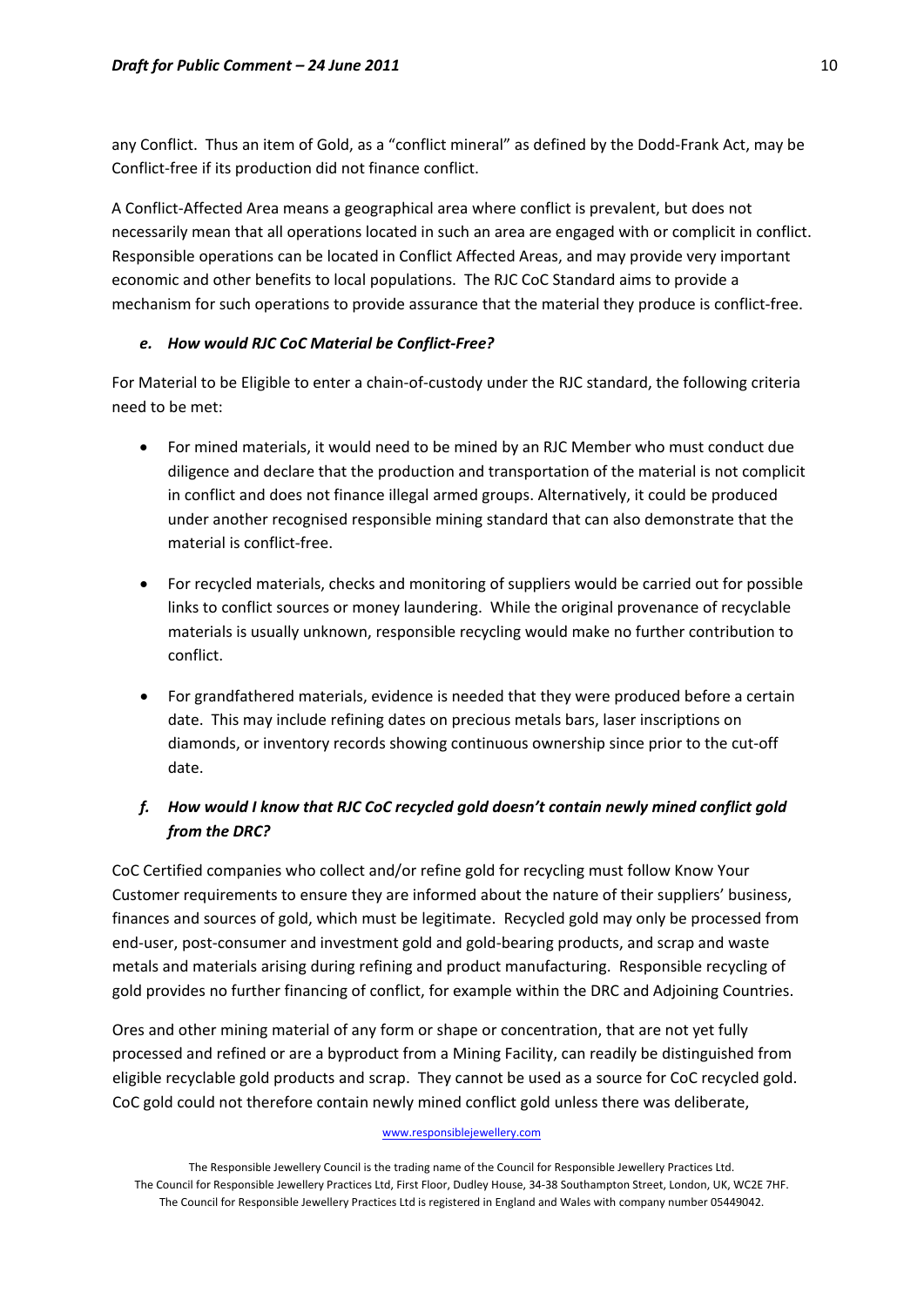any Conflict. Thus an item of Gold, as a "conflict mineral" as defined by the Dodd-Frank Act, may be Conflict-free if its production did not finance conflict.

A Conflict-Affected Area means a geographical area where conflict is prevalent, but does not necessarily mean that all operations located in such an area are engaged with or complicit in conflict. Responsible operations can be located in Conflict Affected Areas, and may provide very important economic and other benefits to local populations. The RJC CoC Standard aims to provide a mechanism for such operations to provide assurance that the material they produce is conflict-free.

### *e. How would RJC CoC Material be Conflict-Free?*

For Material to be Eligible to enter a chain-of-custody under the RJC standard, the following criteria need to be met:

- For mined materials, it would need to be mined by an RJC Member who must conduct due diligence and declare that the production and transportation of the material is not complicit in conflict and does not finance illegal armed groups. Alternatively, it could be produced under another recognised responsible mining standard that can also demonstrate that the material is conflict-free.
- For recycled materials, checks and monitoring of suppliers would be carried out for possible links to conflict sources or money laundering. While the original provenance of recyclable materials is usually unknown, responsible recycling would make no further contribution to conflict.
- For grandfathered materials, evidence is needed that they were produced before a certain date. This may include refining dates on precious metals bars, laser inscriptions on diamonds, or inventory records showing continuous ownership since prior to the cut-off date.

### *f. How would I know that RJC CoC recycled gold doesn't contain newly mined conflict gold from the DRC?*

CoC Certified companies who collect and/or refine gold for recycling must follow Know Your Customer requirements to ensure they are informed about the nature of their suppliers' business, finances and sources of gold, which must be legitimate. Recycled gold may only be processed from end-user, post-consumer and investment gold and gold-bearing products, and scrap and waste metals and materials arising during refining and product manufacturing. Responsible recycling of gold provides no further financing of conflict, for example within the DRC and Adjoining Countries.

Ores and other mining material of any form or shape or concentration, that are not yet fully processed and refined or are a byproduct from a Mining Facility, can readily be distinguished from eligible recyclable gold products and scrap. They cannot be used as a source for CoC recycled gold. CoC gold could not therefore contain newly mined conflict gold unless there was deliberate,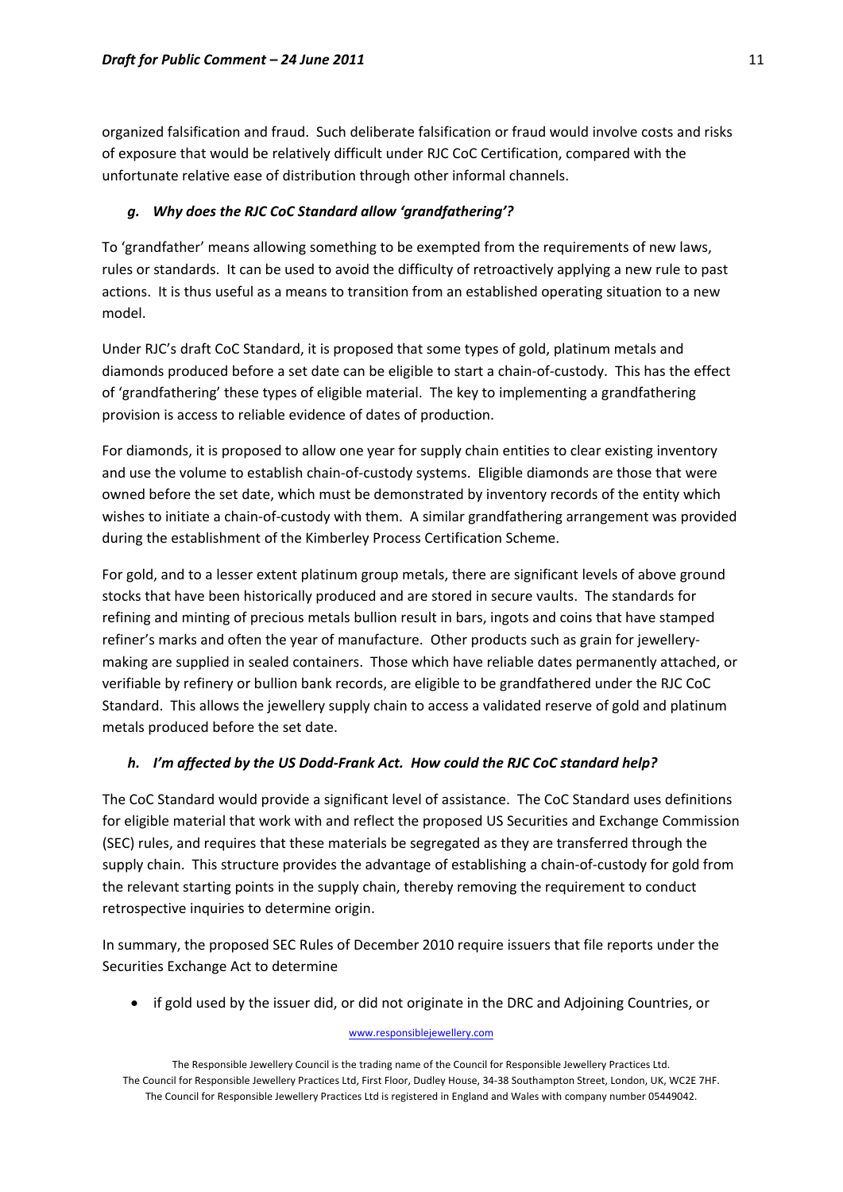organized falsification and fraud. Such deliberate falsification or fraud would involve costs and risks of exposure that would be relatively difficult under RJC CoC Certification, compared with the unfortunate relative ease of distribution through other informal channels.

### *g. Why does the RJC CoC Standard allow 'grandfathering'?*

To 'grandfather' means allowing something to be exempted from the requirements of new laws, rules or standards. It can be used to avoid the difficulty of retroactively applying a new rule to past actions. It is thus useful as a means to transition from an established operating situation to a new model.

Under RJC's draft CoC Standard, it is proposed that some types of gold, platinum metals and diamonds produced before a set date can be eligible to start a chain-of-custody. This has the effect of 'grandfathering' these types of eligible material. The key to implementing a grandfathering provision is access to reliable evidence of dates of production.

For diamonds, it is proposed to allow one year for supply chain entities to clear existing inventory and use the volume to establish chain-of-custody systems. Eligible diamonds are those that were owned before the set date, which must be demonstrated by inventory records of the entity which wishes to initiate a chain-of-custody with them. A similar grandfathering arrangement was provided during the establishment of the Kimberley Process Certification Scheme.

For gold, and to a lesser extent platinum group metals, there are significant levels of above ground stocks that have been historically produced and are stored in secure vaults. The standards for refining and minting of precious metals bullion result in bars, ingots and coins that have stamped refiner's marks and often the year of manufacture. Other products such as grain for jewellery-making are supplied in sealed containers. Those which have reliable dates permanently attached, or verifiable by refinery or bullion bank records, are eligible to be grandfathered under the RJC CoC Standard. This allows the jewellery supply chain to access a validated reserve of gold and platinum metals produced before the set date.

### *h. I'm affected by the US Dodd-Frank Act. How could the RJC CoC standard help?*

The CoC Standard would provide a significant level of assistance. The CoC Standard uses definitions for eligible material that work with and reflect the proposed US Securities and Exchange Commission (SEC) rules, and requires that these materials be segregated as they are transferred through the supply chain. This structure provides the advantage of establishing a chain-of-custody for gold from the relevant starting points in the supply chain, thereby removing the requirement to conduct retrospective inquiries to determine origin.

In summary, the proposed SEC Rules of December 2010 require issuers that file reports under the Securities Exchange Act to determine

- if gold used by the issuer did, or did not originate in the DRC and Adjoining Countries, or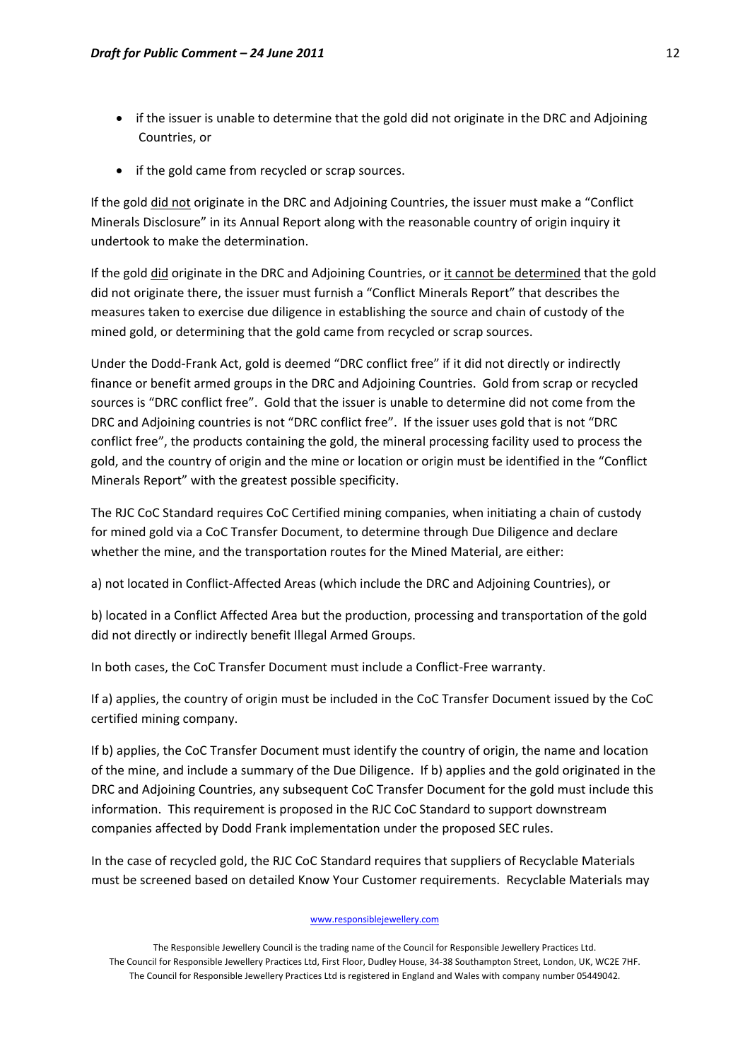- if the issuer is unable to determine that the gold did not originate in the DRC and Adjoining Countries, or
- if the gold came from recycled or scrap sources.

If the gold did not originate in the DRC and Adjoining Countries, the issuer must make a "Conflict Minerals Disclosure" in its Annual Report along with the reasonable country of origin inquiry it undertook to make the determination.

If the gold did originate in the DRC and Adjoining Countries, or it cannot be determined that the gold did not originate there, the issuer must furnish a "Conflict Minerals Report" that describes the measures taken to exercise due diligence in establishing the source and chain of custody of the mined gold, or determining that the gold came from recycled or scrap sources.

Under the Dodd-Frank Act, gold is deemed "DRC conflict free" if it did not directly or indirectly finance or benefit armed groups in the DRC and Adjoining Countries. Gold from scrap or recycled sources is "DRC conflict free". Gold that the issuer is unable to determine did not come from the DRC and Adjoining countries is not "DRC conflict free". If the issuer uses gold that is not "DRC conflict free", the products containing the gold, the mineral processing facility used to process the gold, and the country of origin and the mine or location or origin must be identified in the "Conflict Minerals Report" with the greatest possible specificity.

The RJC CoC Standard requires CoC Certified mining companies, when initiating a chain of custody for mined gold via a CoC Transfer Document, to determine through Due Diligence and declare whether the mine, and the transportation routes for the Mined Material, are either:

a) not located in Conflict-Affected Areas (which include the DRC and Adjoining Countries), or

b) located in a Conflict Affected Area but the production, processing and transportation of the gold did not directly or indirectly benefit Illegal Armed Groups.

In both cases, the CoC Transfer Document must include a Conflict-Free warranty.

If a) applies, the country of origin must be included in the CoC Transfer Document issued by the CoC certified mining company.

If b) applies, the CoC Transfer Document must identify the country of origin, the name and location of the mine, and include a summary of the Due Diligence. If b) applies and the gold originated in the DRC and Adjoining Countries, any subsequent CoC Transfer Document for the gold must include this information. This requirement is proposed in the RJC CoC Standard to support downstream companies affected by Dodd Frank implementation under the proposed SEC rules.

In the case of recycled gold, the RJC CoC Standard requires that suppliers of Recyclable Materials must be screened based on detailed Know Your Customer requirements. Recyclable Materials may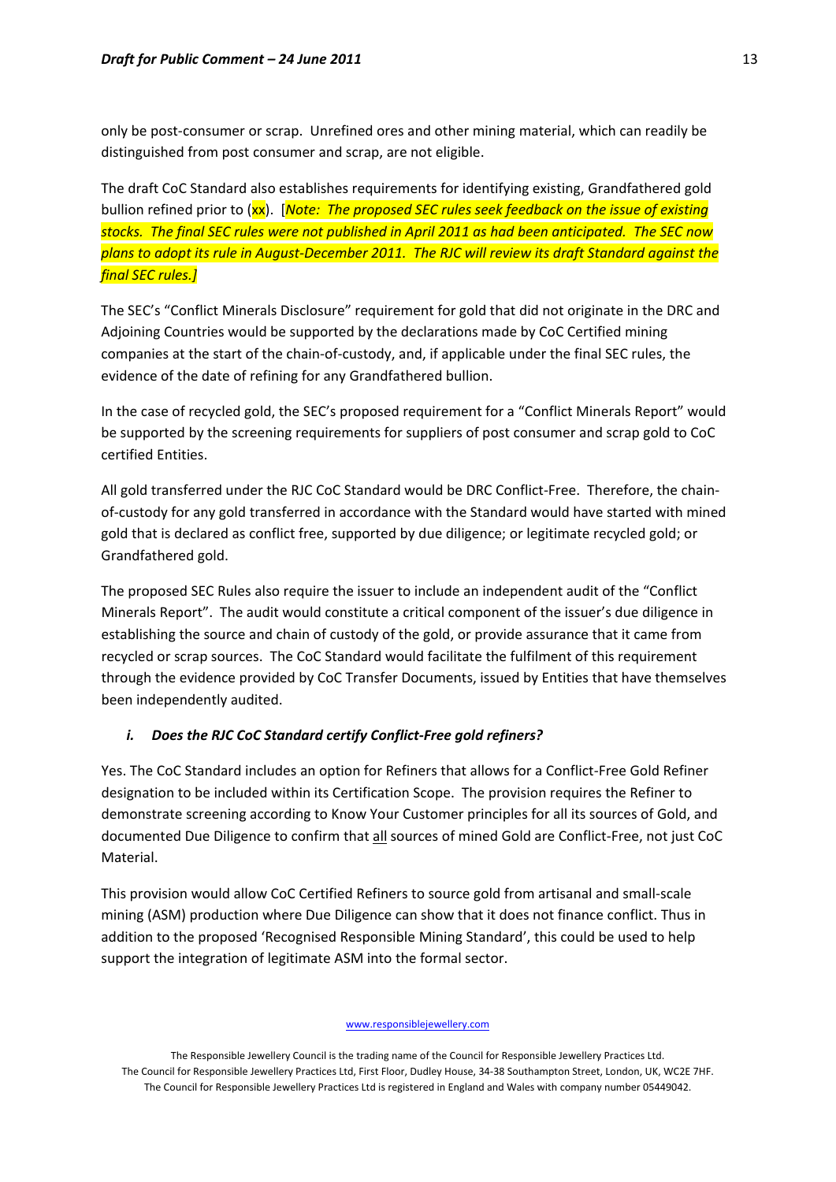only be post-consumer or scrap. Unrefined ores and other mining material, which can readily be distinguished from post consumer and scrap, are not eligible.

The draft CoC Standard also establishes requirements for identifying existing, Grandfathered gold bullion refined prior to (xx). [*Note: The proposed SEC rules seek feedback on the issue of existing stocks. The final SEC rules were not published in April 2011 as had been anticipated. The SEC now plans to adopt its rule in August-December 2011. The RJC will review its draft Standard against the final SEC rules.]*

The SEC's "Conflict Minerals Disclosure" requirement for gold that did not originate in the DRC and Adjoining Countries would be supported by the declarations made by CoC Certified mining companies at the start of the chain-of-custody, and, if applicable under the final SEC rules, the evidence of the date of refining for any Grandfathered bullion.

In the case of recycled gold, the SEC's proposed requirement for a "Conflict Minerals Report" would be supported by the screening requirements for suppliers of post consumer and scrap gold to CoC certified Entities.

All gold transferred under the RJC CoC Standard would be DRC Conflict-Free. Therefore, the chain-of-custody for any gold transferred in accordance with the Standard would have started with mined gold that is declared as conflict free, supported by due diligence; or legitimate recycled gold; or Grandfathered gold.

The proposed SEC Rules also require the issuer to include an independent audit of the "Conflict Minerals Report". The audit would constitute a critical component of the issuer's due diligence in establishing the source and chain of custody of the gold, or provide assurance that it came from recycled or scrap sources. The CoC Standard would facilitate the fulfilment of this requirement through the evidence provided by CoC Transfer Documents, issued by Entities that have themselves been independently audited.

### *i. Does the RJC CoC Standard certify Conflict-Free gold refiners?*

Yes. The CoC Standard includes an option for Refiners that allows for a Conflict-Free Gold Refiner designation to be included within its Certification Scope. The provision requires the Refiner to demonstrate screening according to Know Your Customer principles for all its sources of Gold, and documented Due Diligence to confirm that <u>all</u> sources of mined Gold are Conflict-Free, not just CoC Material.

This provision would allow CoC Certified Refiners to source gold from artisanal and small-scale mining (ASM) production where Due Diligence can show that it does not finance conflict. Thus in addition to the proposed 'Recognised Responsible Mining Standard', this could be used to help support the integration of legitimate ASM into the formal sector.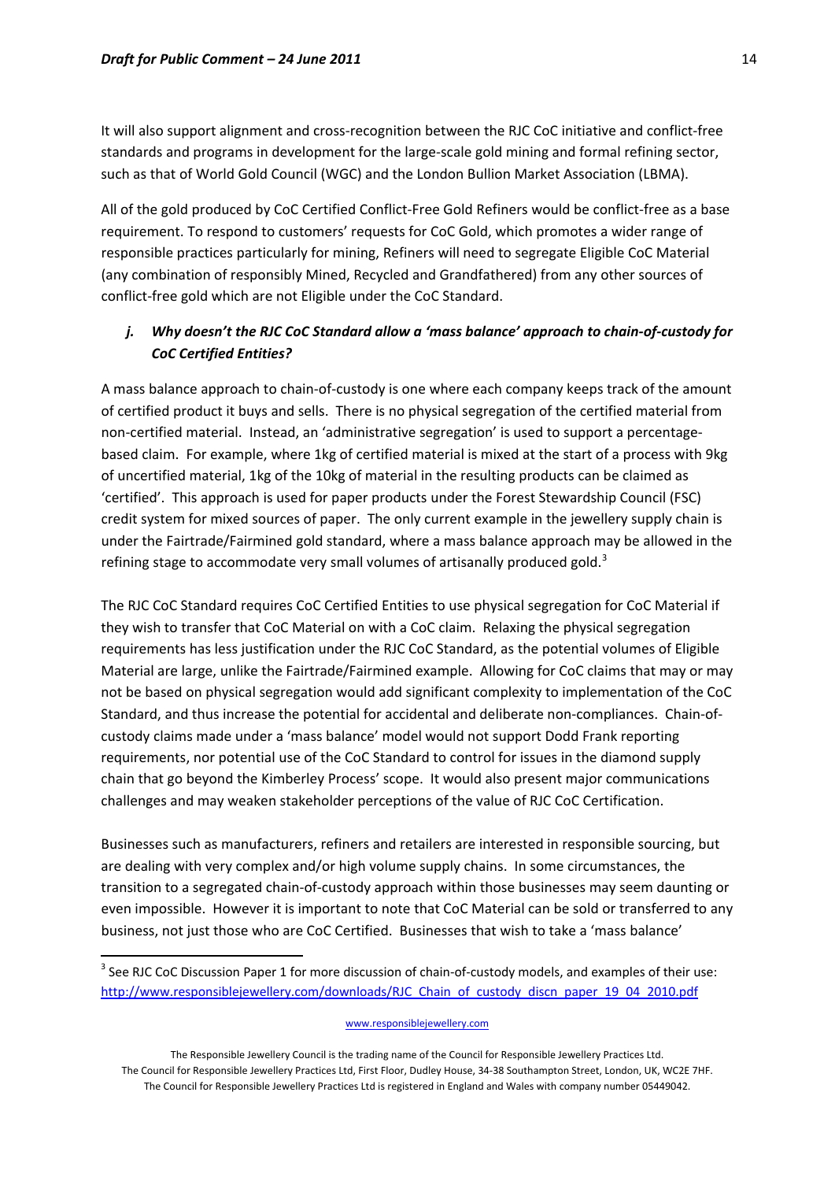It will also support alignment and cross-recognition between the RJC CoC initiative and conflict-free standards and programs in development for the large-scale gold mining and formal refining sector, such as that of World Gold Council (WGC) and the London Bullion Market Association (LBMA).

All of the gold produced by CoC Certified Conflict-Free Gold Refiners would be conflict-free as a base requirement. To respond to customers' requests for CoC Gold, which promotes a wider range of responsible practices particularly for mining, Refiners will need to segregate Eligible CoC Material (any combination of responsibly Mined, Recycled and Grandfathered) from any other sources of conflict-free gold which are not Eligible under the CoC Standard.

### *j. Why doesn't the RJC CoC Standard allow a 'mass balance' approach to chain-of-custody for CoC Certified Entities?*

A mass balance approach to chain-of-custody is one where each company keeps track of the amount of certified product it buys and sells. There is no physical segregation of the certified material from non-certified material. Instead, an 'administrative segregation' is used to support a percentage-based claim. For example, where 1kg of certified material is mixed at the start of a process with 9kg of uncertified material, 1kg of the 10kg of material in the resulting products can be claimed as 'certified'. This approach is used for paper products under the Forest Stewardship Council (FSC) credit system for mixed sources of paper. The only current example in the jewellery supply chain is under the Fairtrade/Fairmined gold standard, where a mass balance approach may be allowed in the refining stage to accommodate very small volumes of artisanally produced gold.[3]

The RJC CoC Standard requires CoC Certified Entities to use physical segregation for CoC Material if they wish to transfer that CoC Material on with a CoC claim. Relaxing the physical segregation requirements has less justification under the RJC CoC Standard, as the potential volumes of Eligible Material are large, unlike the Fairtrade/Fairmined example. Allowing for CoC claims that may or may not be based on physical segregation would add significant complexity to implementation of the CoC Standard, and thus increase the potential for accidental and deliberate non-compliances. Chain-of-custody claims made under a 'mass balance' model would not support Dodd Frank reporting requirements, nor potential use of the CoC Standard to control for issues in the diamond supply chain that go beyond the Kimberley Process' scope. It would also present major communications challenges and may weaken stakeholder perceptions of the value of RJC CoC Certification.

Businesses such as manufacturers, refiners and retailers are interested in responsible sourcing, but are dealing with very complex and/or high volume supply chains. In some circumstances, the transition to a segregated chain-of-custody approach within those businesses may seem daunting or even impossible. However it is important to note that CoC Material can be sold or transferred to any business, not just those who are CoC Certified. Businesses that wish to take a 'mass balance'

---

[3] See RJC CoC Discussion Paper 1 for more discussion of chain-of-custody models, and examples of their use: http://www.responsiblejewellery.com/downloads/RJC_Chain_of_custody_discn_paper_19_04_2010.pdf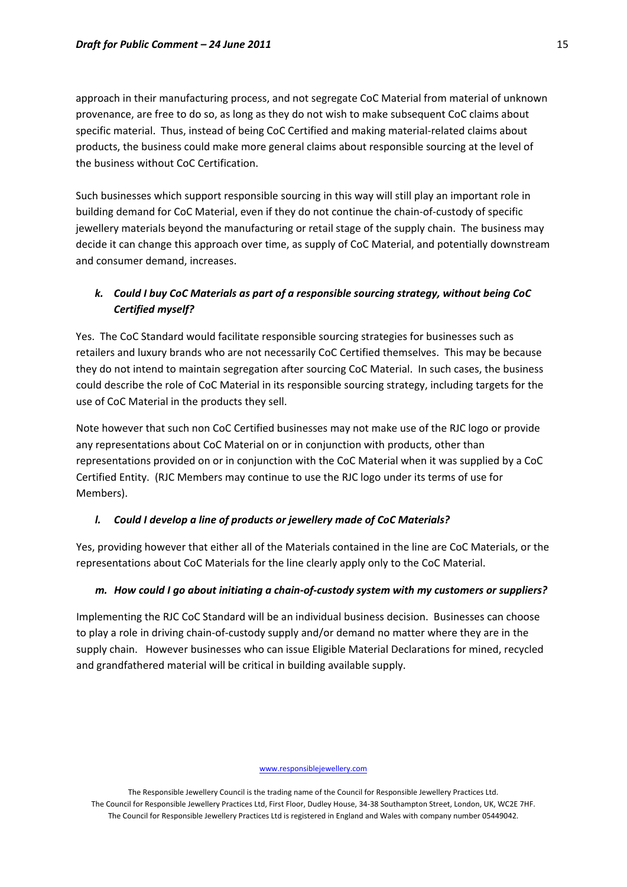approach in their manufacturing process, and not segregate CoC Material from material of unknown provenance, are free to do so, as long as they do not wish to make subsequent CoC claims about specific material. Thus, instead of being CoC Certified and making material-related claims about products, the business could make more general claims about responsible sourcing at the level of the business without CoC Certification.

Such businesses which support responsible sourcing in this way will still play an important role in building demand for CoC Material, even if they do not continue the chain-of-custody of specific jewellery materials beyond the manufacturing or retail stage of the supply chain. The business may decide it can change this approach over time, as supply of CoC Material, and potentially downstream and consumer demand, increases.

### *k. Could I buy CoC Materials as part of a responsible sourcing strategy, without being CoC Certified myself?*

Yes. The CoC Standard would facilitate responsible sourcing strategies for businesses such as retailers and luxury brands who are not necessarily CoC Certified themselves. This may be because they do not intend to maintain segregation after sourcing CoC Material. In such cases, the business could describe the role of CoC Material in its responsible sourcing strategy, including targets for the use of CoC Material in the products they sell.

Note however that such non CoC Certified businesses may not make use of the RJC logo or provide any representations about CoC Material on or in conjunction with products, other than representations provided on or in conjunction with the CoC Material when it was supplied by a CoC Certified Entity. (RJC Members may continue to use the RJC logo under its terms of use for Members).

### *l. Could I develop a line of products or jewellery made of CoC Materials?*

Yes, providing however that either all of the Materials contained in the line are CoC Materials, or the representations about CoC Materials for the line clearly apply only to the CoC Material.

### *m. How could I go about initiating a chain-of-custody system with my customers or suppliers?*

Implementing the RJC CoC Standard will be an individual business decision. Businesses can choose to play a role in driving chain-of-custody supply and/or demand no matter where they are in the supply chain. However businesses who can issue Eligible Material Declarations for mined, recycled and grandfathered material will be critical in building available supply.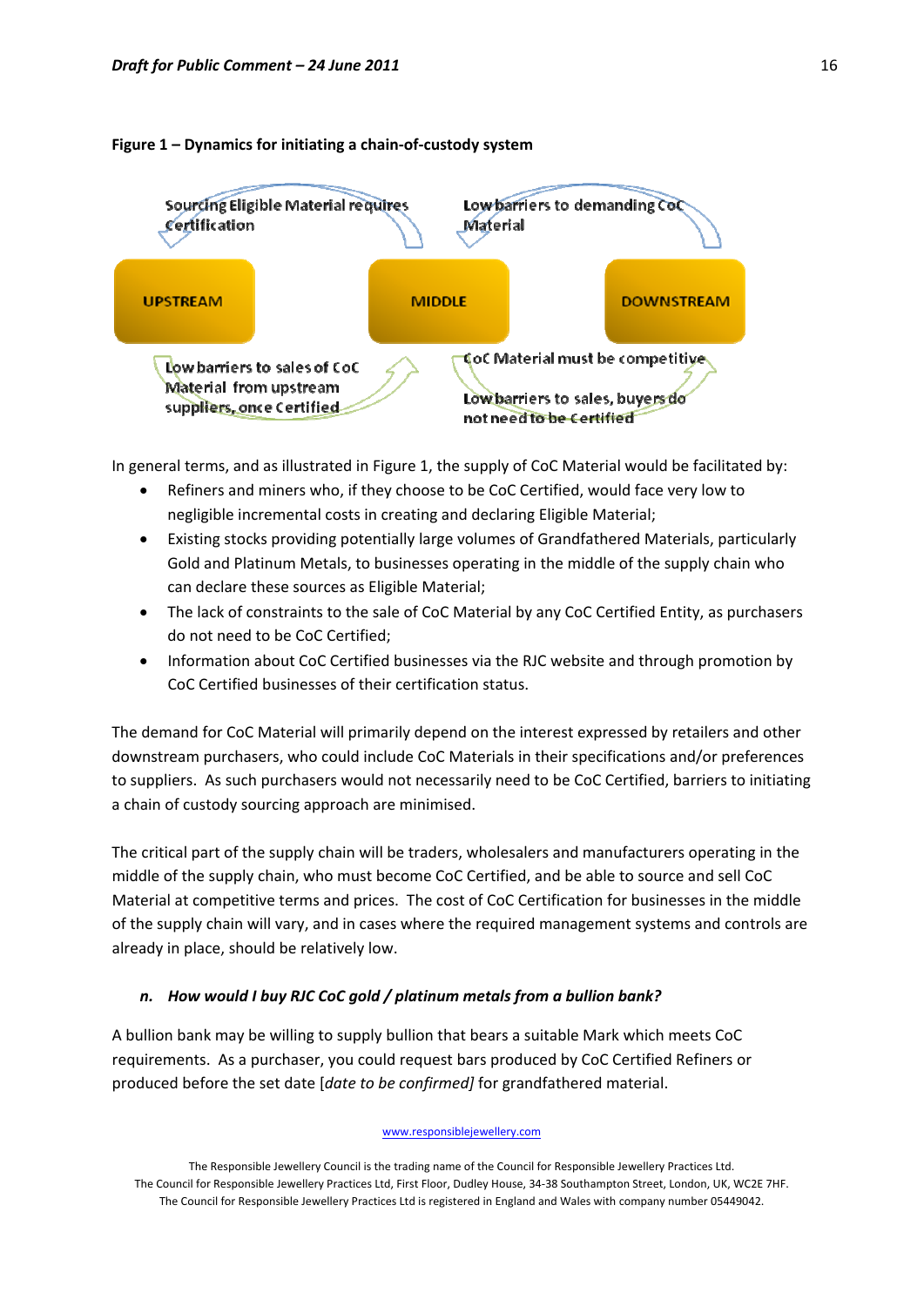**Figure 1 – Dynamics for initiating a chain-of-custody system**

Sourcing Eligible Material requires Certification

Low barriers to demanding CoC Material

UPSTREAM

MIDDLE

DOWNSTREAM

Low barriers to sales of CoC Material from upstream suppliers, once Certified

CoC Material must be competitive

Low barriers to sales, buyers do not need to be Certified

In general terms, and as illustrated in Figure 1, the supply of CoC Material would be facilitated by:

- Refiners and miners who, if they choose to be CoC Certified, would face very low to negligible incremental costs in creating and declaring Eligible Material;
- Existing stocks providing potentially large volumes of Grandfathered Materials, particularly Gold and Platinum Metals, to businesses operating in the middle of the supply chain who can declare these sources as Eligible Material;
- The lack of constraints to the sale of CoC Material by any CoC Certified Entity, as purchasers do not need to be CoC Certified;
- Information about CoC Certified businesses via the RJC website and through promotion by CoC Certified businesses of their certification status.

The demand for CoC Material will primarily depend on the interest expressed by retailers and other downstream purchasers, who could include CoC Materials in their specifications and/or preferences to suppliers. As such purchasers would not necessarily need to be CoC Certified, barriers to initiating a chain of custody sourcing approach are minimised.

The critical part of the supply chain will be traders, wholesalers and manufacturers operating in the middle of the supply chain, who must become CoC Certified, and be able to source and sell CoC Material at competitive terms and prices. The cost of CoC Certification for businesses in the middle of the supply chain will vary, and in cases where the required management systems and controls are already in place, should be relatively low.

*n. How would I buy RJC CoC gold / platinum metals from a bullion bank?*

A bullion bank may be willing to supply bullion that bears a suitable Mark which meets CoC requirements. As a purchaser, you could request bars produced by CoC Certified Refiners or produced before the set date [*date to be confirmed*] for grandfathered material.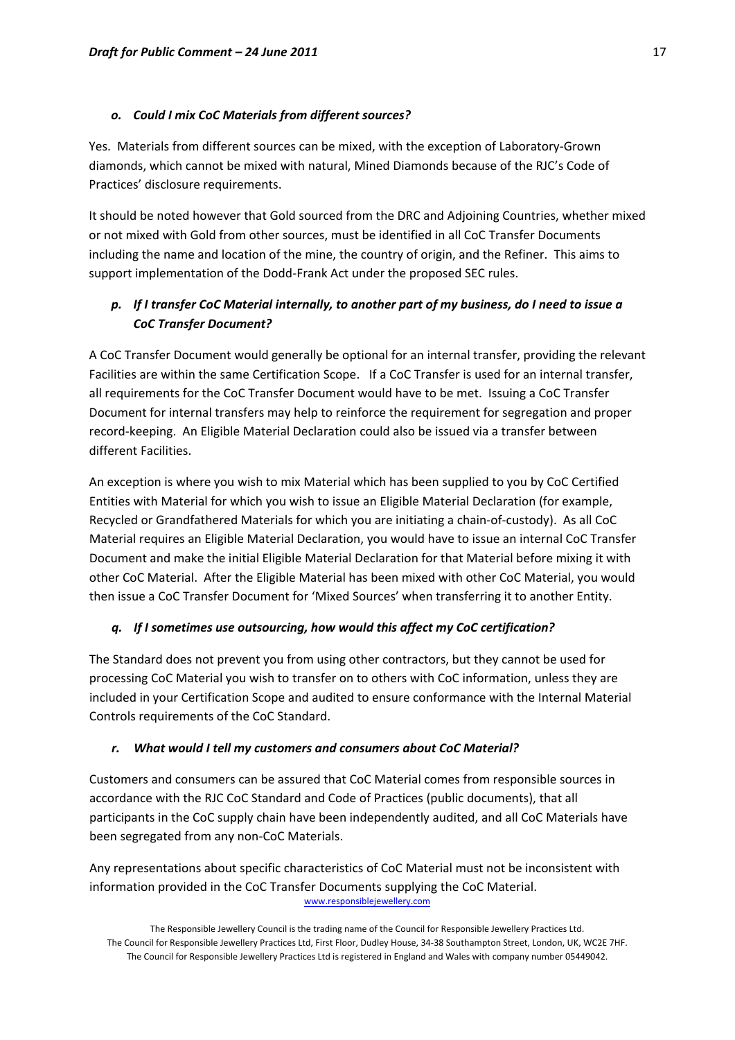### *o. Could I mix CoC Materials from different sources?*

Yes. Materials from different sources can be mixed, with the exception of Laboratory-Grown diamonds, which cannot be mixed with natural, Mined Diamonds because of the RJC's Code of Practices' disclosure requirements.

It should be noted however that Gold sourced from the DRC and Adjoining Countries, whether mixed or not mixed with Gold from other sources, must be identified in all CoC Transfer Documents including the name and location of the mine, the country of origin, and the Refiner. This aims to support implementation of the Dodd-Frank Act under the proposed SEC rules.

### *p. If I transfer CoC Material internally, to another part of my business, do I need to issue a CoC Transfer Document?*

A CoC Transfer Document would generally be optional for an internal transfer, providing the relevant Facilities are within the same Certification Scope. If a CoC Transfer is used for an internal transfer, all requirements for the CoC Transfer Document would have to be met. Issuing a CoC Transfer Document for internal transfers may help to reinforce the requirement for segregation and proper record-keeping. An Eligible Material Declaration could also be issued via a transfer between different Facilities.

An exception is where you wish to mix Material which has been supplied to you by CoC Certified Entities with Material for which you wish to issue an Eligible Material Declaration (for example, Recycled or Grandfathered Materials for which you are initiating a chain-of-custody). As all CoC Material requires an Eligible Material Declaration, you would have to issue an internal CoC Transfer Document and make the initial Eligible Material Declaration for that Material before mixing it with other CoC Material. After the Eligible Material has been mixed with other CoC Material, you would then issue a CoC Transfer Document for 'Mixed Sources' when transferring it to another Entity.

### *q. If I sometimes use outsourcing, how would this affect my CoC certification?*

The Standard does not prevent you from using other contractors, but they cannot be used for processing CoC Material you wish to transfer on to others with CoC information, unless they are included in your Certification Scope and audited to ensure conformance with the Internal Material Controls requirements of the CoC Standard.

### *r. What would I tell my customers and consumers about CoC Material?*

Customers and consumers can be assured that CoC Material comes from responsible sources in accordance with the RJC CoC Standard and Code of Practices (public documents), that all participants in the CoC supply chain have been independently audited, and all CoC Materials have been segregated from any non-CoC Materials.

Any representations about specific characteristics of CoC Material must not be inconsistent with information provided in the CoC Transfer Documents supplying the CoC Material.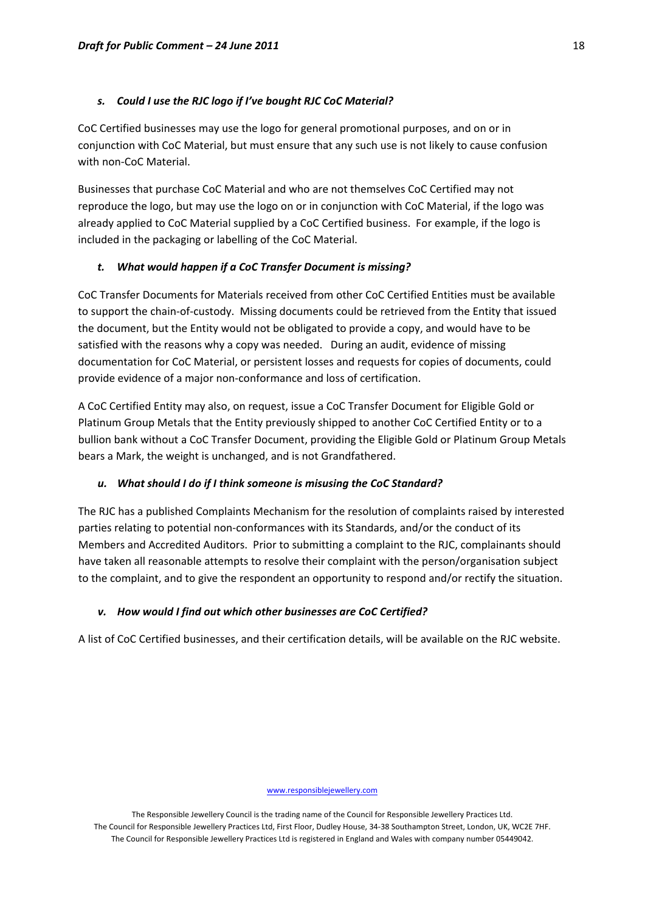### *s. Could I use the RJC logo if I've bought RJC CoC Material?*

CoC Certified businesses may use the logo for general promotional purposes, and on or in conjunction with CoC Material, but must ensure that any such use is not likely to cause confusion with non-CoC Material.

Businesses that purchase CoC Material and who are not themselves CoC Certified may not reproduce the logo, but may use the logo on or in conjunction with CoC Material, if the logo was already applied to CoC Material supplied by a CoC Certified business. For example, if the logo is included in the packaging or labelling of the CoC Material.

### *t. What would happen if a CoC Transfer Document is missing?*

CoC Transfer Documents for Materials received from other CoC Certified Entities must be available to support the chain-of-custody. Missing documents could be retrieved from the Entity that issued the document, but the Entity would not be obligated to provide a copy, and would have to be satisfied with the reasons why a copy was needed. During an audit, evidence of missing documentation for CoC Material, or persistent losses and requests for copies of documents, could provide evidence of a major non-conformance and loss of certification.

A CoC Certified Entity may also, on request, issue a CoC Transfer Document for Eligible Gold or Platinum Group Metals that the Entity previously shipped to another CoC Certified Entity or to a bullion bank without a CoC Transfer Document, providing the Eligible Gold or Platinum Group Metals bears a Mark, the weight is unchanged, and is not Grandfathered.

### *u. What should I do if I think someone is misusing the CoC Standard?*

The RJC has a published Complaints Mechanism for the resolution of complaints raised by interested parties relating to potential non-conformances with its Standards, and/or the conduct of its Members and Accredited Auditors. Prior to submitting a complaint to the RJC, complainants should have taken all reasonable attempts to resolve their complaint with the person/organisation subject to the complaint, and to give the respondent an opportunity to respond and/or rectify the situation.

### *v. How would I find out which other businesses are CoC Certified?*

A list of CoC Certified businesses, and their certification details, will be available on the RJC website.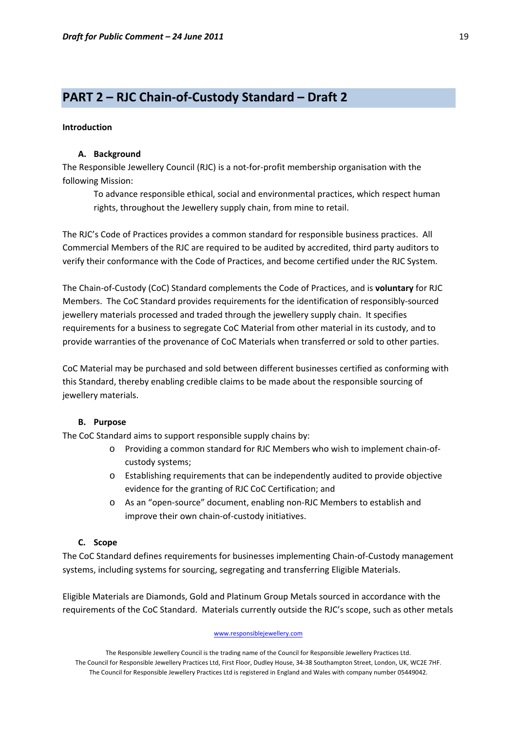# PART 2 – RJC Chain-of-Custody Standard – Draft 2

**Introduction**

### A. Background

The Responsible Jewellery Council (RJC) is a not-for-profit membership organisation with the following Mission:

> To advance responsible ethical, social and environmental practices, which respect human rights, throughout the Jewellery supply chain, from mine to retail.

The RJC's Code of Practices provides a common standard for responsible business practices. All Commercial Members of the RJC are required to be audited by accredited, third party auditors to verify their conformance with the Code of Practices, and become certified under the RJC System.

The Chain-of-Custody (CoC) Standard complements the Code of Practices, and is **voluntary** for RJC Members. The CoC Standard provides requirements for the identification of responsibly-sourced jewellery materials processed and traded through the jewellery supply chain. It specifies requirements for a business to segregate CoC Material from other material in its custody, and to provide warranties of the provenance of CoC Materials when transferred or sold to other parties.

CoC Material may be purchased and sold between different businesses certified as conforming with this Standard, thereby enabling credible claims to be made about the responsible sourcing of jewellery materials.

### B. Purpose

The CoC Standard aims to support responsible supply chains by:

- Providing a common standard for RJC Members who wish to implement chain-of-custody systems;
- Establishing requirements that can be independently audited to provide objective evidence for the granting of RJC CoC Certification; and
- As an "open-source" document, enabling non-RJC Members to establish and improve their own chain-of-custody initiatives.

### C. Scope

The CoC Standard defines requirements for businesses implementing Chain-of-Custody management systems, including systems for sourcing, segregating and transferring Eligible Materials.

Eligible Materials are Diamonds, Gold and Platinum Group Metals sourced in accordance with the requirements of the CoC Standard. Materials currently outside the RJC's scope, such as other metals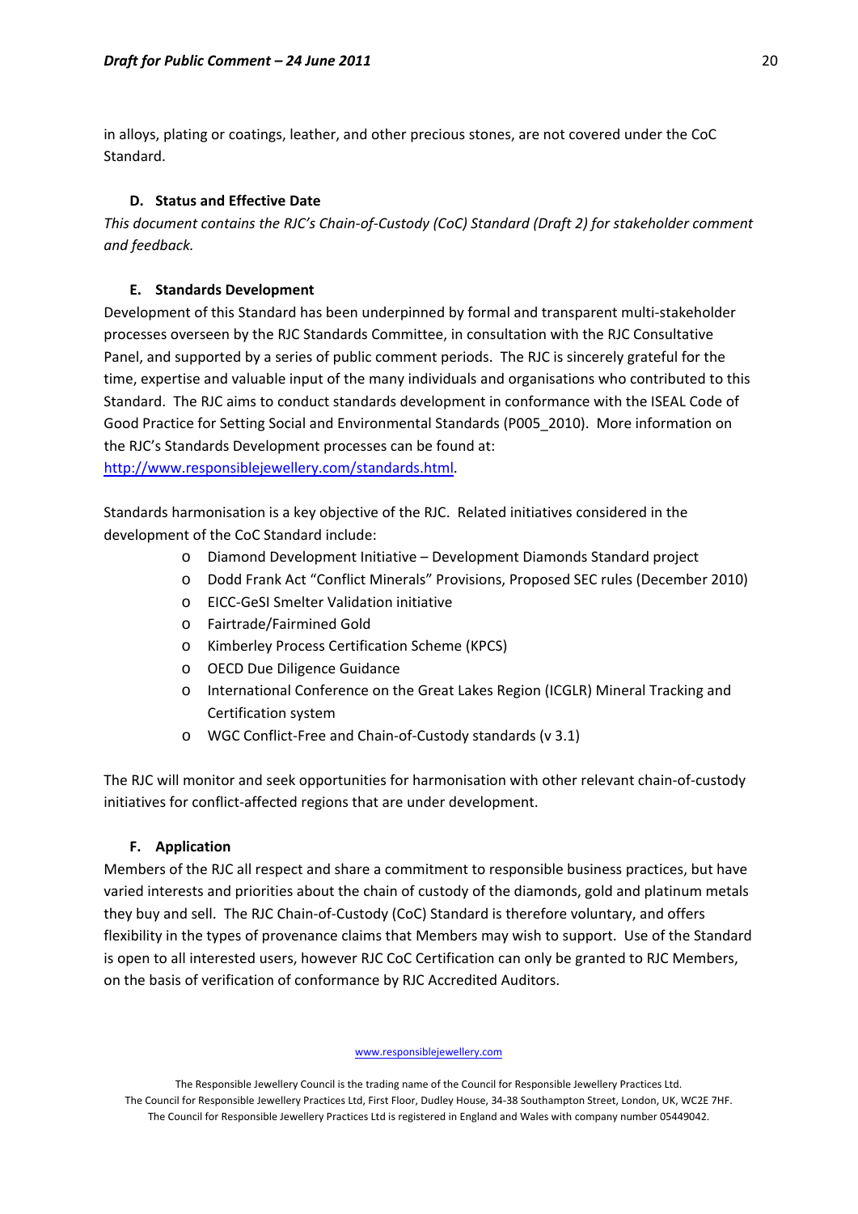in alloys, plating or coatings, leather, and other precious stones, are not covered under the CoC Standard.

### D. Status and Effective Date

*This document contains the RJC's Chain-of-Custody (CoC) Standard (Draft 2) for stakeholder comment and feedback.*

### E. Standards Development

Development of this Standard has been underpinned by formal and transparent multi-stakeholder processes overseen by the RJC Standards Committee, in consultation with the RJC Consultative Panel, and supported by a series of public comment periods. The RJC is sincerely grateful for the time, expertise and valuable input of the many individuals and organisations who contributed to this Standard. The RJC aims to conduct standards development in conformance with the ISEAL Code of Good Practice for Setting Social and Environmental Standards (P005_2010). More information on the RJC's Standards Development processes can be found at: [http://www.responsiblejewellery.com/standards.html](http://www.responsiblejewellery.com/standards.html).

Standards harmonisation is a key objective of the RJC. Related initiatives considered in the development of the CoC Standard include:

- Diamond Development Initiative – Development Diamonds Standard project
- Dodd Frank Act "Conflict Minerals" Provisions, Proposed SEC rules (December 2010)
- EICC-GeSI Smelter Validation initiative
- Fairtrade/Fairmined Gold
- Kimberley Process Certification Scheme (KPCS)
- OECD Due Diligence Guidance
- International Conference on the Great Lakes Region (ICGLR) Mineral Tracking and Certification system
- WGC Conflict-Free and Chain-of-Custody standards (v 3.1)

The RJC will monitor and seek opportunities for harmonisation with other relevant chain-of-custody initiatives for conflict-affected regions that are under development.

### F. Application

Members of the RJC all respect and share a commitment to responsible business practices, but have varied interests and priorities about the chain of custody of the diamonds, gold and platinum metals they buy and sell. The RJC Chain-of-Custody (CoC) Standard is therefore voluntary, and offers flexibility in the types of provenance claims that Members may wish to support. Use of the Standard is open to all interested users, however RJC CoC Certification can only be granted to RJC Members, on the basis of verification of conformance by RJC Accredited Auditors.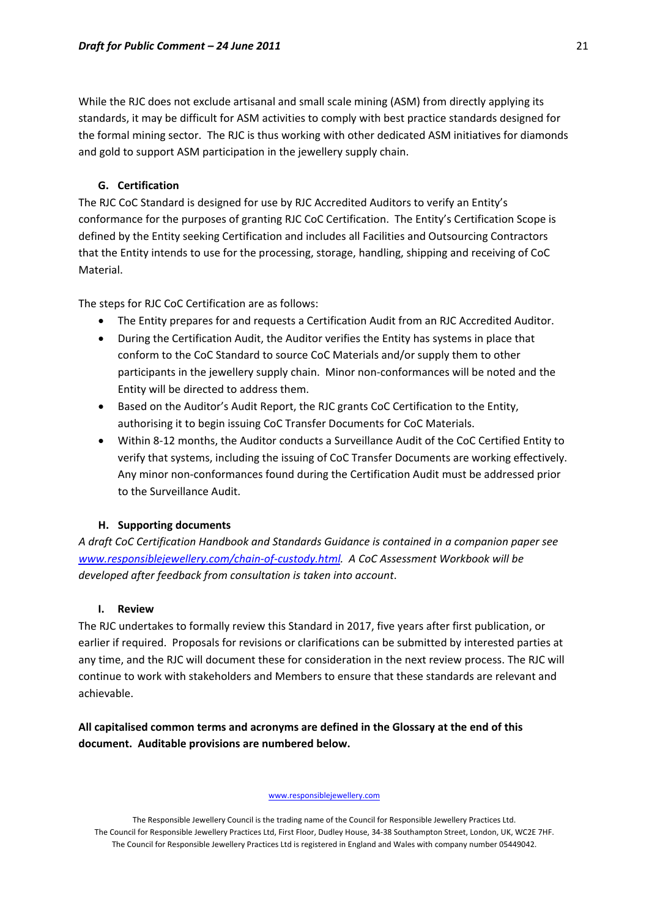While the RJC does not exclude artisanal and small scale mining (ASM) from directly applying its standards, it may be difficult for ASM activities to comply with best practice standards designed for the formal mining sector. The RJC is thus working with other dedicated ASM initiatives for diamonds and gold to support ASM participation in the jewellery supply chain.

### G. Certification

The RJC CoC Standard is designed for use by RJC Accredited Auditors to verify an Entity's conformance for the purposes of granting RJC CoC Certification. The Entity's Certification Scope is defined by the Entity seeking Certification and includes all Facilities and Outsourcing Contractors that the Entity intends to use for the processing, storage, handling, shipping and receiving of CoC Material.

The steps for RJC CoC Certification are as follows:

- The Entity prepares for and requests a Certification Audit from an RJC Accredited Auditor.
- During the Certification Audit, the Auditor verifies the Entity has systems in place that conform to the CoC Standard to source CoC Materials and/or supply them to other participants in the jewellery supply chain. Minor non-conformances will be noted and the Entity will be directed to address them.
- Based on the Auditor's Audit Report, the RJC grants CoC Certification to the Entity, authorising it to begin issuing CoC Transfer Documents for CoC Materials.
- Within 8-12 months, the Auditor conducts a Surveillance Audit of the CoC Certified Entity to verify that systems, including the issuing of CoC Transfer Documents are working effectively. Any minor non-conformances found during the Certification Audit must be addressed prior to the Surveillance Audit.

### H. Supporting documents

*A draft CoC Certification Handbook and Standards Guidance is contained in a companion paper see [www.responsiblejewellery.com/chain-of-custody.html](www.responsiblejewellery.com/chain-of-custody.html). A CoC Assessment Workbook will be developed after feedback from consultation is taken into account*.

### I. Review

The RJC undertakes to formally review this Standard in 2017, five years after first publication, or earlier if required. Proposals for revisions or clarifications can be submitted by interested parties at any time, and the RJC will document these for consideration in the next review process. The RJC will continue to work with stakeholders and Members to ensure that these standards are relevant and achievable.

**All capitalised common terms and acronyms are defined in the Glossary at the end of this document. Auditable provisions are numbered below.**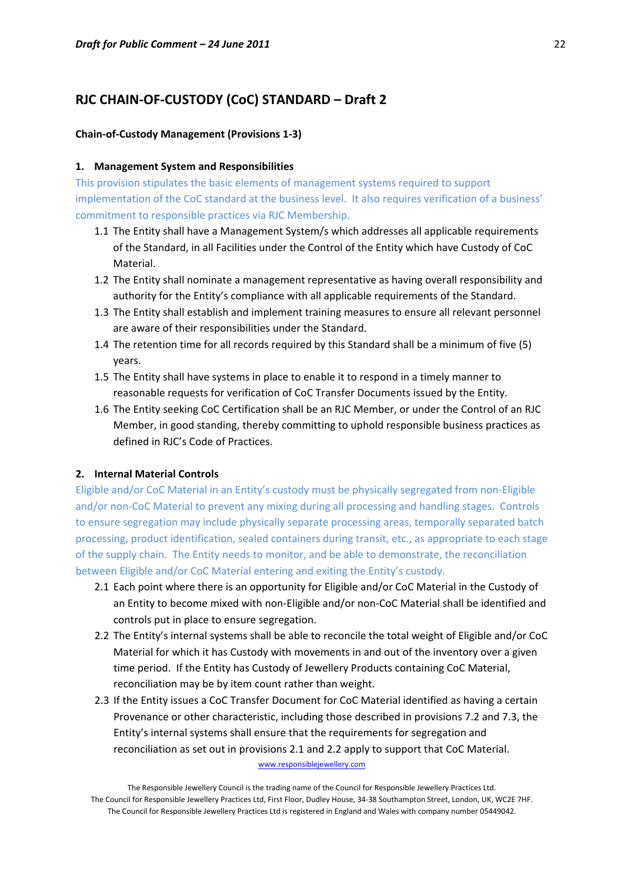## RJC CHAIN-OF-CUSTODY (CoC) STANDARD – Draft 2

**Chain-of-Custody Management (Provisions 1-3)**

### 1. Management System and Responsibilities

This provision stipulates the basic elements of management systems required to support implementation of the CoC standard at the business level. It also requires verification of a business' commitment to responsible practices via RJC Membership.

1.1 The Entity shall have a Management System/s which addresses all applicable requirements of the Standard, in all Facilities under the Control of the Entity which have Custody of CoC Material.

1.2 The Entity shall nominate a management representative as having overall responsibility and authority for the Entity's compliance with all applicable requirements of the Standard.

1.3 The Entity shall establish and implement training measures to ensure all relevant personnel are aware of their responsibilities under the Standard.

1.4 The retention time for all records required by this Standard shall be a minimum of five (5) years.

1.5 The Entity shall have systems in place to enable it to respond in a timely manner to reasonable requests for verification of CoC Transfer Documents issued by the Entity.

1.6 The Entity seeking CoC Certification shall be an RJC Member, or under the Control of an RJC Member, in good standing, thereby committing to uphold responsible business practices as defined in RJC's Code of Practices.

### 2. Internal Material Controls

Eligible and/or CoC Material in an Entity's custody must be physically segregated from non-Eligible and/or non-CoC Material to prevent any mixing during all processing and handling stages. Controls to ensure segregation may include physically separate processing areas, temporally separated batch processing, product identification, sealed containers during transit, etc., as appropriate to each stage of the supply chain. The Entity needs to monitor, and be able to demonstrate, the reconciliation between Eligible and/or CoC Material entering and exiting the Entity's custody.

2.1 Each point where there is an opportunity for Eligible and/or CoC Material in the Custody of an Entity to become mixed with non-Eligible and/or non-CoC Material shall be identified and controls put in place to ensure segregation.

2.2 The Entity's internal systems shall be able to reconcile the total weight of Eligible and/or CoC Material for which it has Custody with movements in and out of the inventory over a given time period. If the Entity has Custody of Jewellery Products containing CoC Material, reconciliation may be by item count rather than weight.

2.3 If the Entity issues a CoC Transfer Document for CoC Material identified as having a certain Provenance or other characteristic, including those described in provisions 7.2 and 7.3, the Entity's internal systems shall ensure that the requirements for segregation and reconciliation as set out in provisions 2.1 and 2.2 apply to support that CoC Material.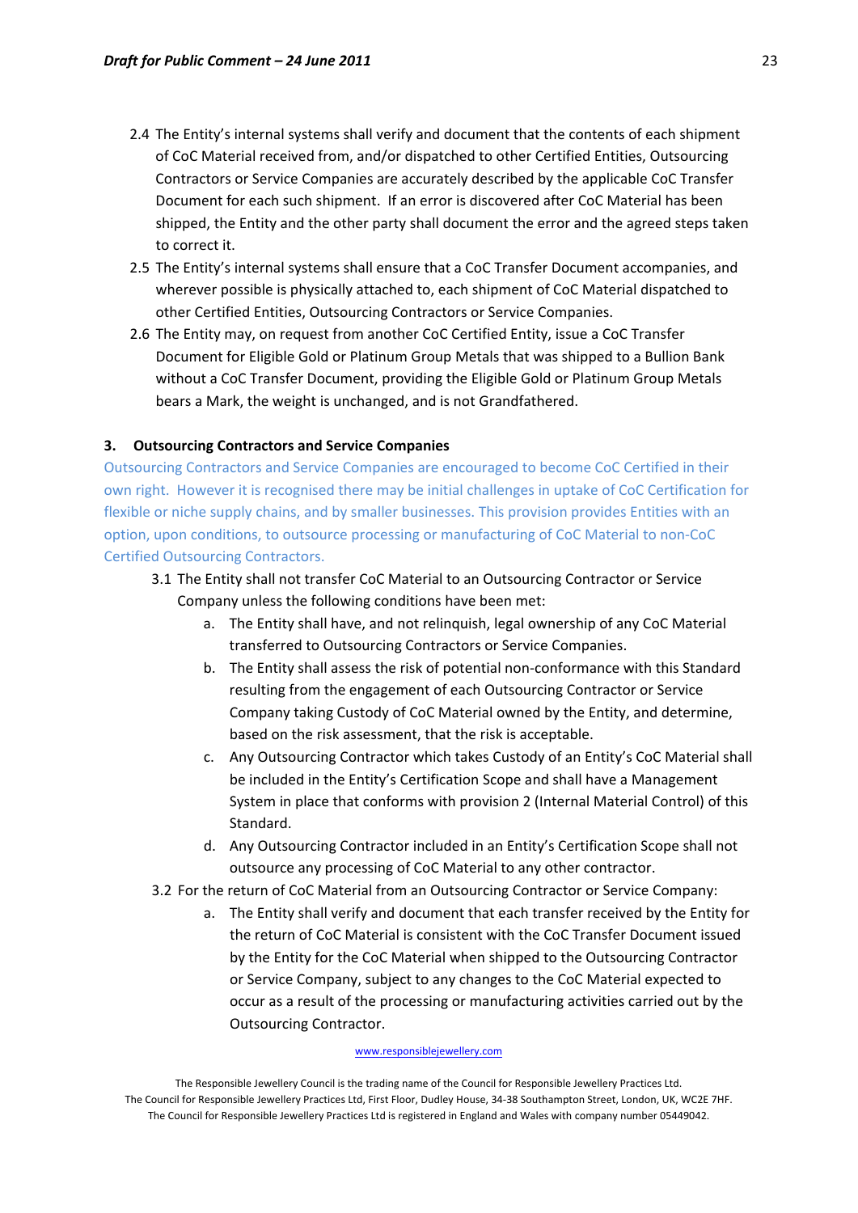2.4 The Entity's internal systems shall verify and document that the contents of each shipment of CoC Material received from, and/or dispatched to other Certified Entities, Outsourcing Contractors or Service Companies are accurately described by the applicable CoC Transfer Document for each such shipment. If an error is discovered after CoC Material has been shipped, the Entity and the other party shall document the error and the agreed steps taken to correct it.

2.5 The Entity's internal systems shall ensure that a CoC Transfer Document accompanies, and wherever possible is physically attached to, each shipment of CoC Material dispatched to other Certified Entities, Outsourcing Contractors or Service Companies.

2.6 The Entity may, on request from another CoC Certified Entity, issue a CoC Transfer Document for Eligible Gold or Platinum Group Metals that was shipped to a Bullion Bank without a CoC Transfer Document, providing the Eligible Gold or Platinum Group Metals bears a Mark, the weight is unchanged, and is not Grandfathered.

### 3. Outsourcing Contractors and Service Companies

Outsourcing Contractors and Service Companies are encouraged to become CoC Certified in their own right. However it is recognised there may be initial challenges in uptake of CoC Certification for flexible or niche supply chains, and by smaller businesses. This provision provides Entities with an option, upon conditions, to outsource processing or manufacturing of CoC Material to non-CoC Certified Outsourcing Contractors.

3.1 The Entity shall not transfer CoC Material to an Outsourcing Contractor or Service Company unless the following conditions have been met:

  a. The Entity shall have, and not relinquish, legal ownership of any CoC Material transferred to Outsourcing Contractors or Service Companies.

  b. The Entity shall assess the risk of potential non-conformance with this Standard resulting from the engagement of each Outsourcing Contractor or Service Company taking Custody of CoC Material owned by the Entity, and determine, based on the risk assessment, that the risk is acceptable.

  c. Any Outsourcing Contractor which takes Custody of an Entity's CoC Material shall be included in the Entity's Certification Scope and shall have a Management System in place that conforms with provision 2 (Internal Material Control) of this Standard.

  d. Any Outsourcing Contractor included in an Entity's Certification Scope shall not outsource any processing of CoC Material to any other contractor.

3.2 For the return of CoC Material from an Outsourcing Contractor or Service Company:

  a. The Entity shall verify and document that each transfer received by the Entity for the return of CoC Material is consistent with the CoC Transfer Document issued by the Entity for the CoC Material when shipped to the Outsourcing Contractor or Service Company, subject to any changes to the CoC Material expected to occur as a result of the processing or manufacturing activities carried out by the Outsourcing Contractor.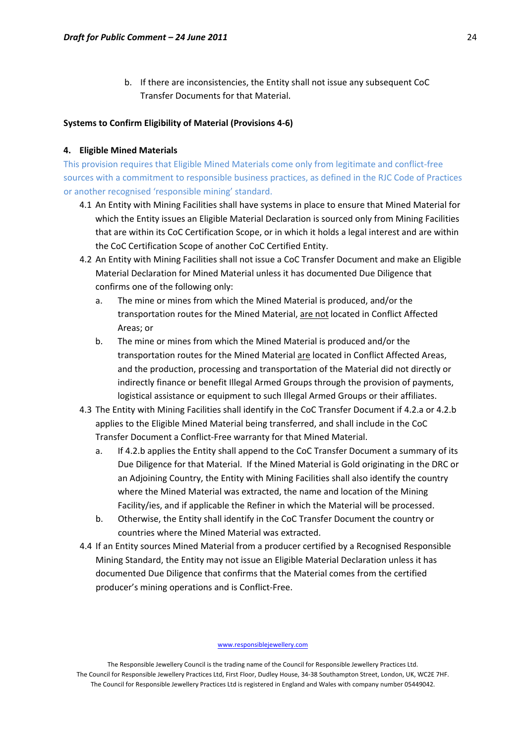b. If there are inconsistencies, the Entity shall not issue any subsequent CoC Transfer Documents for that Material.

**Systems to Confirm Eligibility of Material (Provisions 4-6)**

**4. Eligible Mined Materials**

This provision requires that Eligible Mined Materials come only from legitimate and conflict-free sources with a commitment to responsible business practices, as defined in the RJC Code of Practices or another recognised 'responsible mining' standard.

4.1 An Entity with Mining Facilities shall have systems in place to ensure that Mined Material for which the Entity issues an Eligible Material Declaration is sourced only from Mining Facilities that are within its CoC Certification Scope, or in which it holds a legal interest and are within the CoC Certification Scope of another CoC Certified Entity.

4.2 An Entity with Mining Facilities shall not issue a CoC Transfer Document and make an Eligible Material Declaration for Mined Material unless it has documented Due Diligence that confirms one of the following only:

   a. The mine or mines from which the Mined Material is produced, and/or the transportation routes for the Mined Material, <u>are not</u> located in Conflict Affected Areas; or

   b. The mine or mines from which the Mined Material is produced and/or the transportation routes for the Mined Material <u>are</u> located in Conflict Affected Areas, and the production, processing and transportation of the Material did not directly or indirectly finance or benefit Illegal Armed Groups through the provision of payments, logistical assistance or equipment to such Illegal Armed Groups or their affiliates.

4.3 The Entity with Mining Facilities shall identify in the CoC Transfer Document if 4.2.a or 4.2.b applies to the Eligible Mined Material being transferred, and shall include in the CoC Transfer Document a Conflict-Free warranty for that Mined Material.

   a. If 4.2.b applies the Entity shall append to the CoC Transfer Document a summary of its Due Diligence for that Material. If the Mined Material is Gold originating in the DRC or an Adjoining Country, the Entity with Mining Facilities shall also identify the country where the Mined Material was extracted, the name and location of the Mining Facility/ies, and if applicable the Refiner in which the Material will be processed.

   b. Otherwise, the Entity shall identify in the CoC Transfer Document the country or countries where the Mined Material was extracted.

4.4 If an Entity sources Mined Material from a producer certified by a Recognised Responsible Mining Standard, the Entity may not issue an Eligible Material Declaration unless it has documented Due Diligence that confirms that the Material comes from the certified producer's mining operations and is Conflict-Free.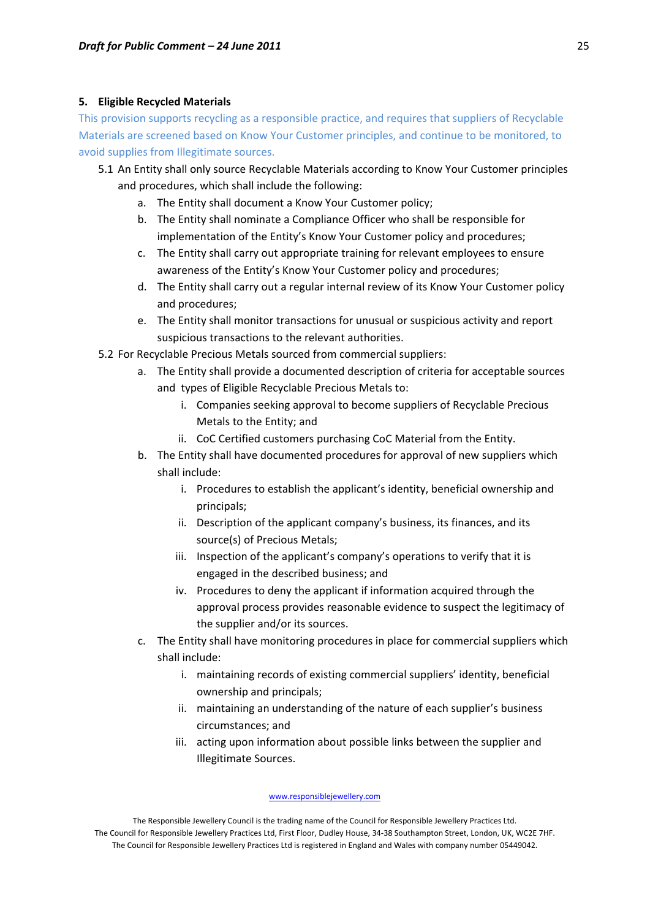### 5. Eligible Recycled Materials

This provision supports recycling as a responsible practice, and requires that suppliers of Recyclable Materials are screened based on Know Your Customer principles, and continue to be monitored, to avoid supplies from Illegitimate sources.

5.1 An Entity shall only source Recyclable Materials according to Know Your Customer principles and procedures, which shall include the following:

   a. The Entity shall document a Know Your Customer policy;
   b. The Entity shall nominate a Compliance Officer who shall be responsible for implementation of the Entity's Know Your Customer policy and procedures;
   c. The Entity shall carry out appropriate training for relevant employees to ensure awareness of the Entity's Know Your Customer policy and procedures;
   d. The Entity shall carry out a regular internal review of its Know Your Customer policy and procedures;
   e. The Entity shall monitor transactions for unusual or suspicious activity and report suspicious transactions to the relevant authorities.

5.2 For Recyclable Precious Metals sourced from commercial suppliers:

   a. The Entity shall provide a documented description of criteria for acceptable sources and types of Eligible Recyclable Precious Metals to:
      i. Companies seeking approval to become suppliers of Recyclable Precious Metals to the Entity; and
      ii. CoC Certified customers purchasing CoC Material from the Entity.
   b. The Entity shall have documented procedures for approval of new suppliers which shall include:
      i. Procedures to establish the applicant's identity, beneficial ownership and principals;
      ii. Description of the applicant company's business, its finances, and its source(s) of Precious Metals;
      iii. Inspection of the applicant's company's operations to verify that it is engaged in the described business; and
      iv. Procedures to deny the applicant if information acquired through the approval process provides reasonable evidence to suspect the legitimacy of the supplier and/or its sources.
   c. The Entity shall have monitoring procedures in place for commercial suppliers which shall include:
      i. maintaining records of existing commercial suppliers' identity, beneficial ownership and principals;
      ii. maintaining an understanding of the nature of each supplier's business circumstances; and
      iii. acting upon information about possible links between the supplier and Illegitimate Sources.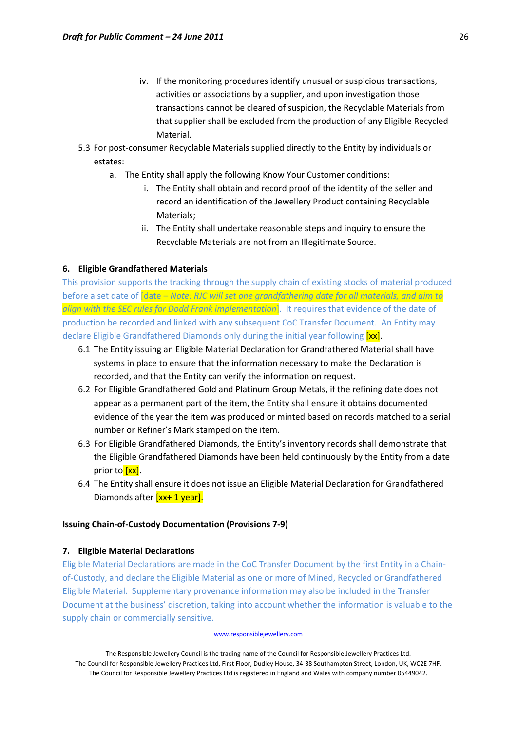iv. If the monitoring procedures identify unusual or suspicious transactions, activities or associations by a supplier, and upon investigation those transactions cannot be cleared of suspicion, the Recyclable Materials from that supplier shall be excluded from the production of any Eligible Recycled Material.

5.3 For post-consumer Recyclable Materials supplied directly to the Entity by individuals or estates:

a. The Entity shall apply the following Know Your Customer conditions:

i. The Entity shall obtain and record proof of the identity of the seller and record an identification of the Jewellery Product containing Recyclable Materials;

ii. The Entity shall undertake reasonable steps and inquiry to ensure the Recyclable Materials are not from an Illegitimate Source.

### 6. Eligible Grandfathered Materials

This provision supports the tracking through the supply chain of existing stocks of material produced before a set date of [date – *Note: RJC will set one grandfathering date for all materials, and aim to align with the SEC rules for Dodd Frank implementation*]. It requires that evidence of the date of production be recorded and linked with any subsequent CoC Transfer Document. An Entity may declare Eligible Grandfathered Diamonds only during the initial year following [xx].

6.1 The Entity issuing an Eligible Material Declaration for Grandfathered Material shall have systems in place to ensure that the information necessary to make the Declaration is recorded, and that the Entity can verify the information on request.

6.2 For Eligible Grandfathered Gold and Platinum Group Metals, if the refining date does not appear as a permanent part of the item, the Entity shall ensure it obtains documented evidence of the year the item was produced or minted based on records matched to a serial number or Refiner's Mark stamped on the item.

6.3 For Eligible Grandfathered Diamonds, the Entity's inventory records shall demonstrate that the Eligible Grandfathered Diamonds have been held continuously by the Entity from a date prior to [xx].

6.4 The Entity shall ensure it does not issue an Eligible Material Declaration for Grandfathered Diamonds after [xx+ 1 year].

**Issuing Chain-of-Custody Documentation (Provisions 7-9)**

### 7. Eligible Material Declarations

Eligible Material Declarations are made in the CoC Transfer Document by the first Entity in a Chain-of-Custody, and declare the Eligible Material as one or more of Mined, Recycled or Grandfathered Eligible Material. Supplementary provenance information may also be included in the Transfer Document at the business' discretion, taking into account whether the information is valuable to the supply chain or commercially sensitive.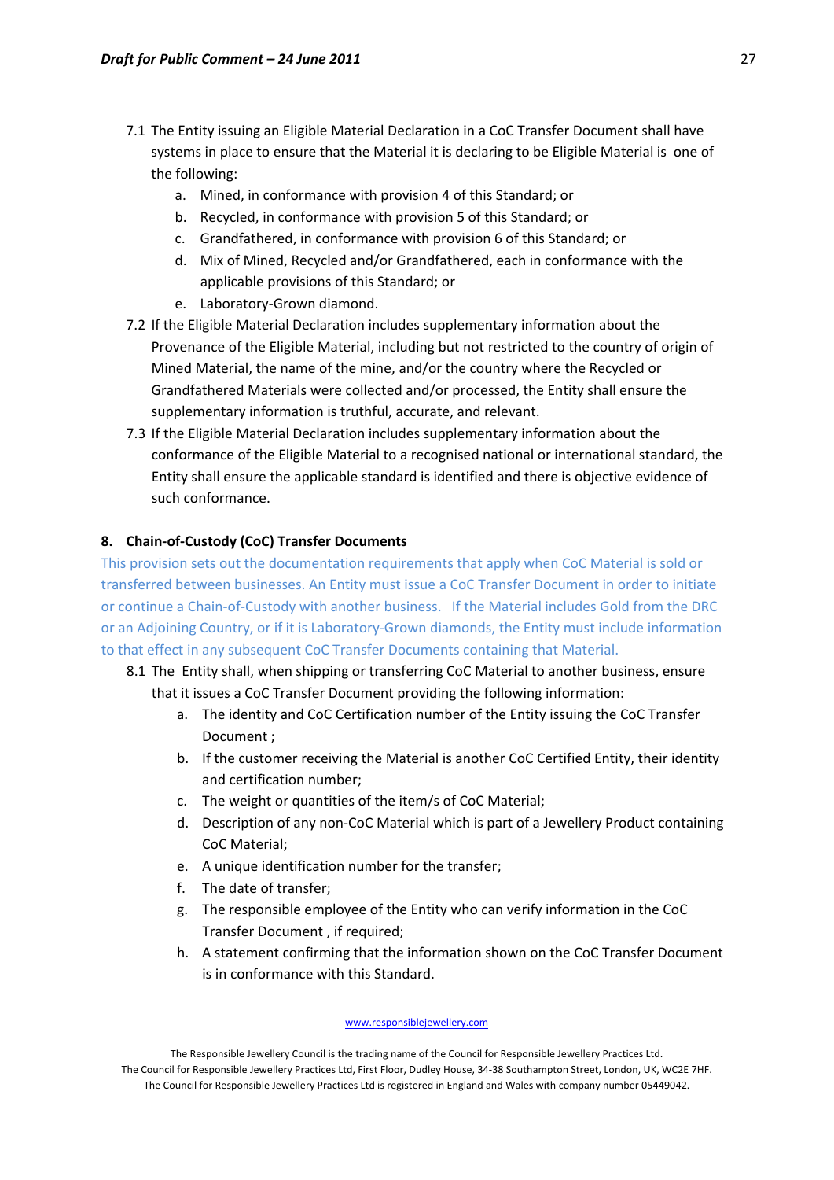7.1 The Entity issuing an Eligible Material Declaration in a CoC Transfer Document shall have systems in place to ensure that the Material it is declaring to be Eligible Material is one of the following:

   a. Mined, in conformance with provision 4 of this Standard; or
   b. Recycled, in conformance with provision 5 of this Standard; or
   c. Grandfathered, in conformance with provision 6 of this Standard; or
   d. Mix of Mined, Recycled and/or Grandfathered, each in conformance with the applicable provisions of this Standard; or
   e. Laboratory-Grown diamond.

7.2 If the Eligible Material Declaration includes supplementary information about the Provenance of the Eligible Material, including but not restricted to the country of origin of Mined Material, the name of the mine, and/or the country where the Recycled or Grandfathered Materials were collected and/or processed, the Entity shall ensure the supplementary information is truthful, accurate, and relevant.

7.3 If the Eligible Material Declaration includes supplementary information about the conformance of the Eligible Material to a recognised national or international standard, the Entity shall ensure the applicable standard is identified and there is objective evidence of such conformance.

## 8. Chain-of-Custody (CoC) Transfer Documents

This provision sets out the documentation requirements that apply when CoC Material is sold or transferred between businesses. An Entity must issue a CoC Transfer Document in order to initiate or continue a Chain-of-Custody with another business. If the Material includes Gold from the DRC or an Adjoining Country, or if it is Laboratory-Grown diamonds, the Entity must include information to that effect in any subsequent CoC Transfer Documents containing that Material.

8.1 The Entity shall, when shipping or transferring CoC Material to another business, ensure that it issues a CoC Transfer Document providing the following information:

   a. The identity and CoC Certification number of the Entity issuing the CoC Transfer Document ;
   b. If the customer receiving the Material is another CoC Certified Entity, their identity and certification number;
   c. The weight or quantities of the item/s of CoC Material;
   d. Description of any non-CoC Material which is part of a Jewellery Product containing CoC Material;
   e. A unique identification number for the transfer;
   f. The date of transfer;
   g. The responsible employee of the Entity who can verify information in the CoC Transfer Document , if required;
   h. A statement confirming that the information shown on the CoC Transfer Document is in conformance with this Standard.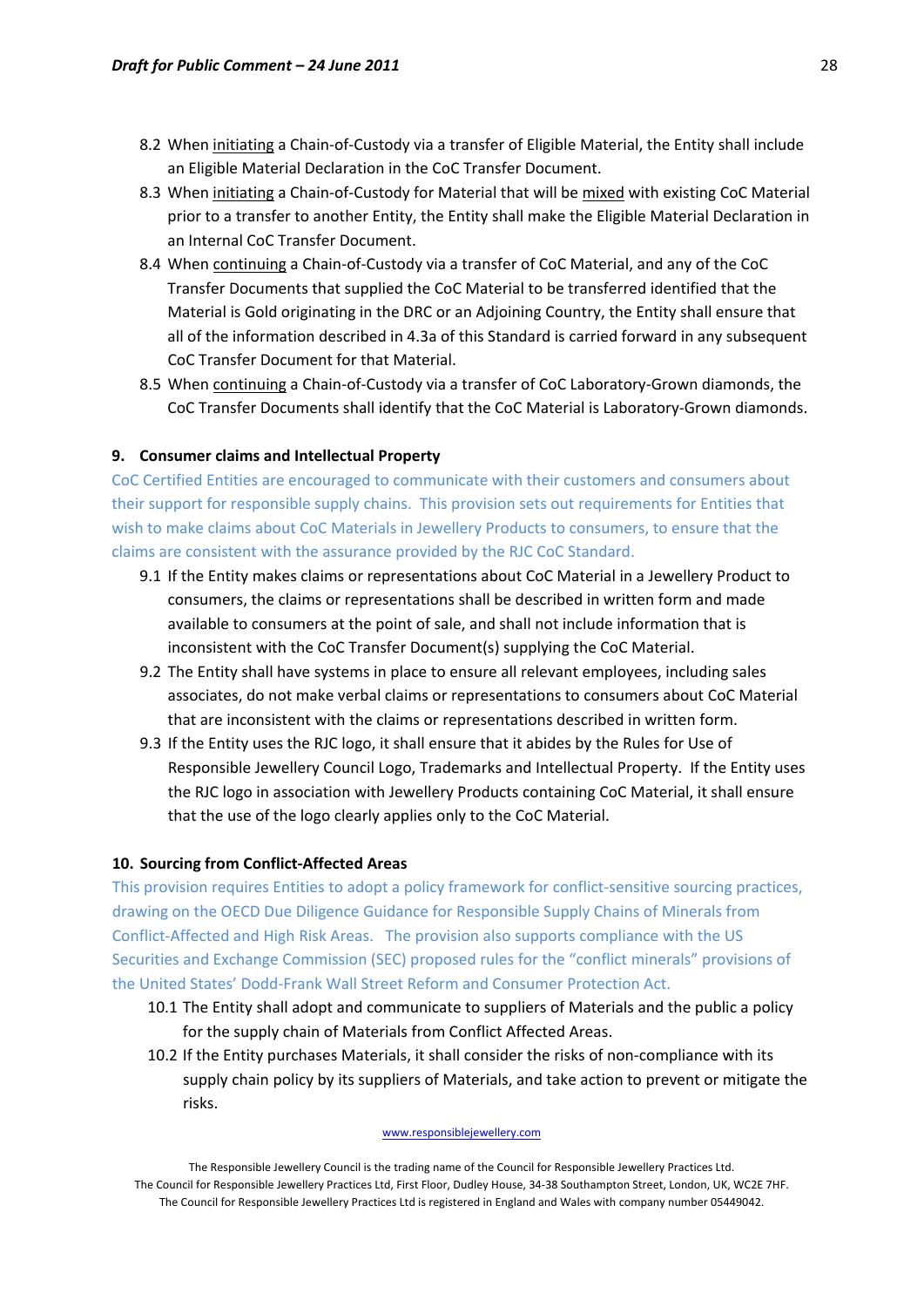8.2 When <u>initiating</u> a Chain-of-Custody via a transfer of Eligible Material, the Entity shall include an Eligible Material Declaration in the CoC Transfer Document.

8.3 When <u>initiating</u> a Chain-of-Custody for Material that will be <u>mixed</u> with existing CoC Material prior to a transfer to another Entity, the Entity shall make the Eligible Material Declaration in an Internal CoC Transfer Document.

8.4 When <u>continuing</u> a Chain-of-Custody via a transfer of CoC Material, and any of the CoC Transfer Documents that supplied the CoC Material to be transferred identified that the Material is Gold originating in the DRC or an Adjoining Country, the Entity shall ensure that all of the information described in 4.3a of this Standard is carried forward in any subsequent CoC Transfer Document for that Material.

8.5 When <u>continuing</u> a Chain-of-Custody via a transfer of CoC Laboratory-Grown diamonds, the CoC Transfer Documents shall identify that the CoC Material is Laboratory-Grown diamonds.

## 9. Consumer claims and Intellectual Property

CoC Certified Entities are encouraged to communicate with their customers and consumers about their support for responsible supply chains. This provision sets out requirements for Entities that wish to make claims about CoC Materials in Jewellery Products to consumers, to ensure that the claims are consistent with the assurance provided by the RJC CoC Standard.

9.1 If the Entity makes claims or representations about CoC Material in a Jewellery Product to consumers, the claims or representations shall be described in written form and made available to consumers at the point of sale, and shall not include information that is inconsistent with the CoC Transfer Document(s) supplying the CoC Material.

9.2 The Entity shall have systems in place to ensure all relevant employees, including sales associates, do not make verbal claims or representations to consumers about CoC Material that are inconsistent with the claims or representations described in written form.

9.3 If the Entity uses the RJC logo, it shall ensure that it abides by the Rules for Use of Responsible Jewellery Council Logo, Trademarks and Intellectual Property. If the Entity uses the RJC logo in association with Jewellery Products containing CoC Material, it shall ensure that the use of the logo clearly applies only to the CoC Material.

## 10. Sourcing from Conflict-Affected Areas

This provision requires Entities to adopt a policy framework for conflict-sensitive sourcing practices, drawing on the OECD Due Diligence Guidance for Responsible Supply Chains of Minerals from Conflict-Affected and High Risk Areas. The provision also supports compliance with the US Securities and Exchange Commission (SEC) proposed rules for the "conflict minerals" provisions of the United States' Dodd-Frank Wall Street Reform and Consumer Protection Act.

10.1 The Entity shall adopt and communicate to suppliers of Materials and the public a policy for the supply chain of Materials from Conflict Affected Areas.

10.2 If the Entity purchases Materials, it shall consider the risks of non-compliance with its supply chain policy by its suppliers of Materials, and take action to prevent or mitigate the risks.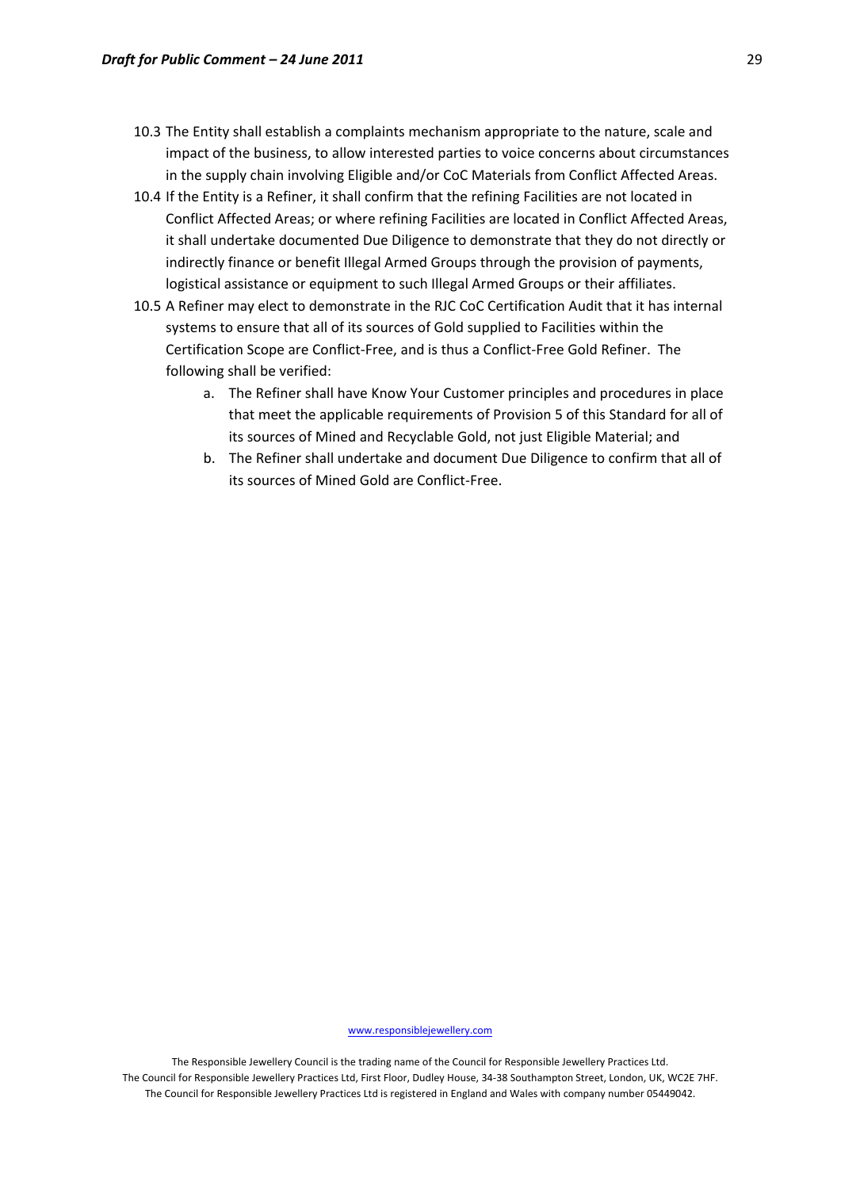10.3 The Entity shall establish a complaints mechanism appropriate to the nature, scale and impact of the business, to allow interested parties to voice concerns about circumstances in the supply chain involving Eligible and/or CoC Materials from Conflict Affected Areas.

10.4 If the Entity is a Refiner, it shall confirm that the refining Facilities are not located in Conflict Affected Areas; or where refining Facilities are located in Conflict Affected Areas, it shall undertake documented Due Diligence to demonstrate that they do not directly or indirectly finance or benefit Illegal Armed Groups through the provision of payments, logistical assistance or equipment to such Illegal Armed Groups or their affiliates.

10.5 A Refiner may elect to demonstrate in the RJC CoC Certification Audit that it has internal systems to ensure that all of its sources of Gold supplied to Facilities within the Certification Scope are Conflict-Free, and is thus a Conflict-Free Gold Refiner. The following shall be verified:

   a. The Refiner shall have Know Your Customer principles and procedures in place that meet the applicable requirements of Provision 5 of this Standard for all of its sources of Mined and Recyclable Gold, not just Eligible Material; and

   b. The Refiner shall undertake and document Due Diligence to confirm that all of its sources of Mined Gold are Conflict-Free.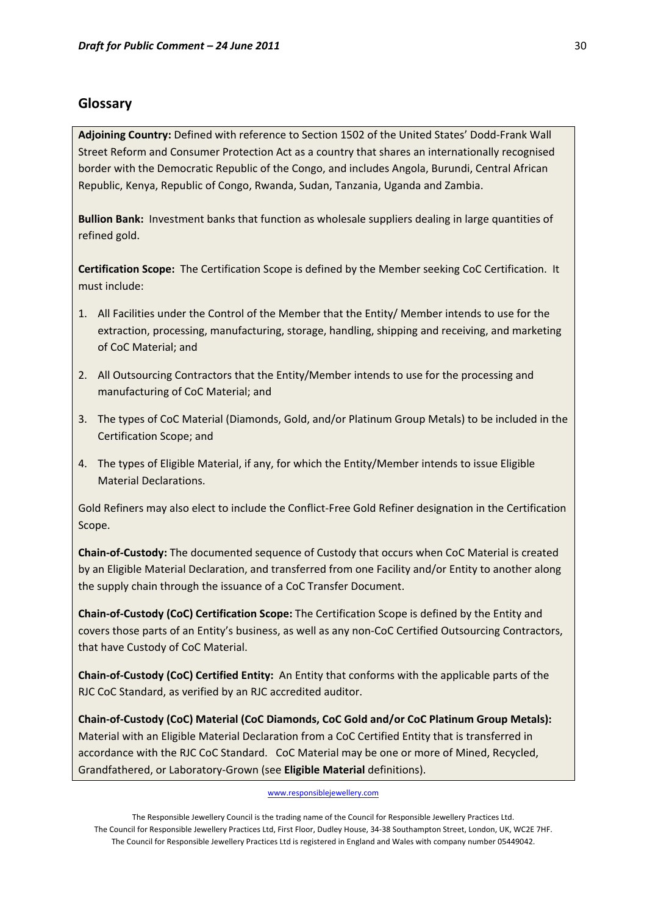## Glossary

**Adjoining Country:** Defined with reference to Section 1502 of the United States' Dodd-Frank Wall Street Reform and Consumer Protection Act as a country that shares an internationally recognised border with the Democratic Republic of the Congo, and includes Angola, Burundi, Central African Republic, Kenya, Republic of Congo, Rwanda, Sudan, Tanzania, Uganda and Zambia.

**Bullion Bank:** Investment banks that function as wholesale suppliers dealing in large quantities of refined gold.

**Certification Scope:** The Certification Scope is defined by the Member seeking CoC Certification. It must include:

1. All Facilities under the Control of the Member that the Entity/ Member intends to use for the extraction, processing, manufacturing, storage, handling, shipping and receiving, and marketing of CoC Material; and
2. All Outsourcing Contractors that the Entity/Member intends to use for the processing and manufacturing of CoC Material; and
3. The types of CoC Material (Diamonds, Gold, and/or Platinum Group Metals) to be included in the Certification Scope; and
4. The types of Eligible Material, if any, for which the Entity/Member intends to issue Eligible Material Declarations.

Gold Refiners may also elect to include the Conflict-Free Gold Refiner designation in the Certification Scope.

**Chain-of-Custody:** The documented sequence of Custody that occurs when CoC Material is created by an Eligible Material Declaration, and transferred from one Facility and/or Entity to another along the supply chain through the issuance of a CoC Transfer Document.

**Chain-of-Custody (CoC) Certification Scope:** The Certification Scope is defined by the Entity and covers those parts of an Entity's business, as well as any non-CoC Certified Outsourcing Contractors, that have Custody of CoC Material.

**Chain-of-Custody (CoC) Certified Entity:** An Entity that conforms with the applicable parts of the RJC CoC Standard, as verified by an RJC accredited auditor.

**Chain-of-Custody (CoC) Material (CoC Diamonds, CoC Gold and/or CoC Platinum Group Metals):** Material with an Eligible Material Declaration from a CoC Certified Entity that is transferred in accordance with the RJC CoC Standard. CoC Material may be one or more of Mined, Recycled, Grandfathered, or Laboratory-Grown (see **Eligible Material** definitions).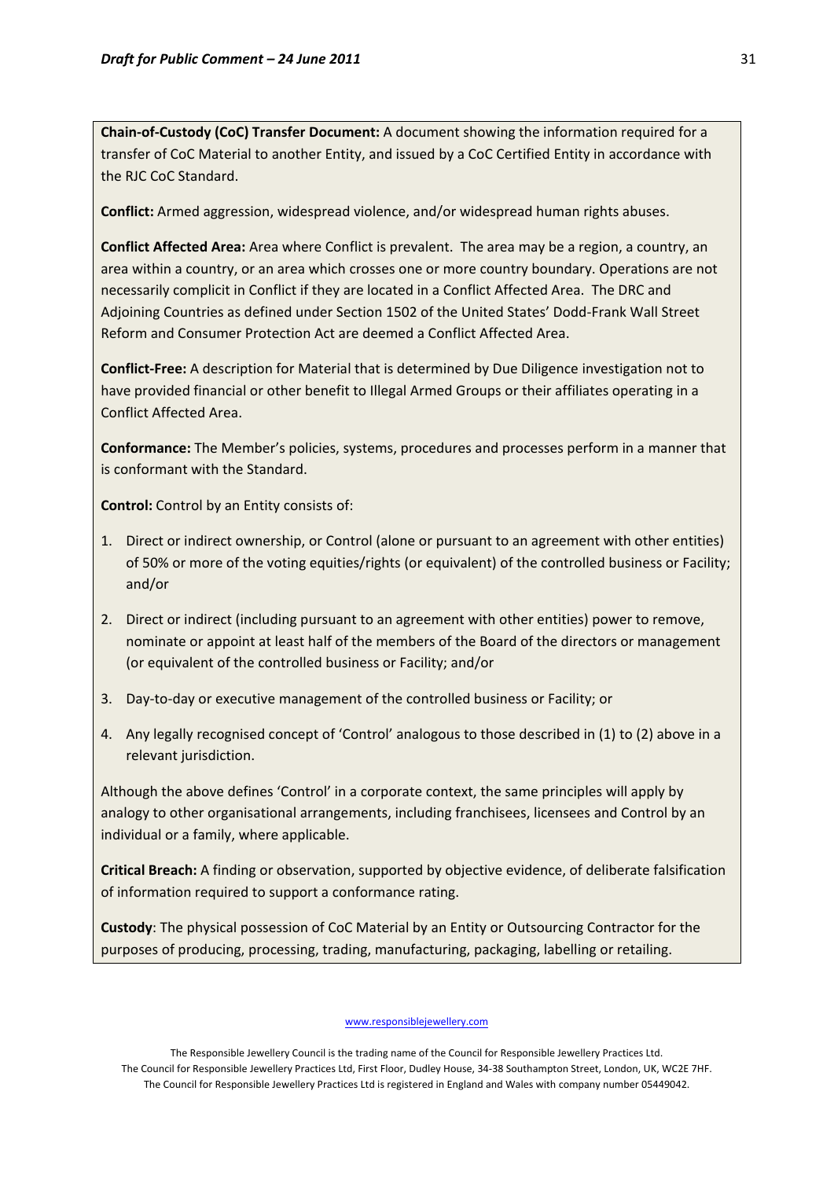**Chain-of-Custody (CoC) Transfer Document:** A document showing the information required for a transfer of CoC Material to another Entity, and issued by a CoC Certified Entity in accordance with the RJC CoC Standard.

**Conflict:** Armed aggression, widespread violence, and/or widespread human rights abuses.

**Conflict Affected Area:** Area where Conflict is prevalent. The area may be a region, a country, an area within a country, or an area which crosses one or more country boundary. Operations are not necessarily complicit in Conflict if they are located in a Conflict Affected Area. The DRC and Adjoining Countries as defined under Section 1502 of the United States' Dodd-Frank Wall Street Reform and Consumer Protection Act are deemed a Conflict Affected Area.

**Conflict-Free:** A description for Material that is determined by Due Diligence investigation not to have provided financial or other benefit to Illegal Armed Groups or their affiliates operating in a Conflict Affected Area.

**Conformance:** The Member's policies, systems, procedures and processes perform in a manner that is conformant with the Standard.

**Control:** Control by an Entity consists of:

1. Direct or indirect ownership, or Control (alone or pursuant to an agreement with other entities) of 50% or more of the voting equities/rights (or equivalent) of the controlled business or Facility; and/or
2. Direct or indirect (including pursuant to an agreement with other entities) power to remove, nominate or appoint at least half of the members of the Board of the directors or management (or equivalent of the controlled business or Facility; and/or
3. Day-to-day or executive management of the controlled business or Facility; or
4. Any legally recognised concept of 'Control' analogous to those described in (1) to (2) above in a relevant jurisdiction.

Although the above defines 'Control' in a corporate context, the same principles will apply by analogy to other organisational arrangements, including franchisees, licensees and Control by an individual or a family, where applicable.

**Critical Breach:** A finding or observation, supported by objective evidence, of deliberate falsification of information required to support a conformance rating.

**Custody**: The physical possession of CoC Material by an Entity or Outsourcing Contractor for the purposes of producing, processing, trading, manufacturing, packaging, labelling or retailing.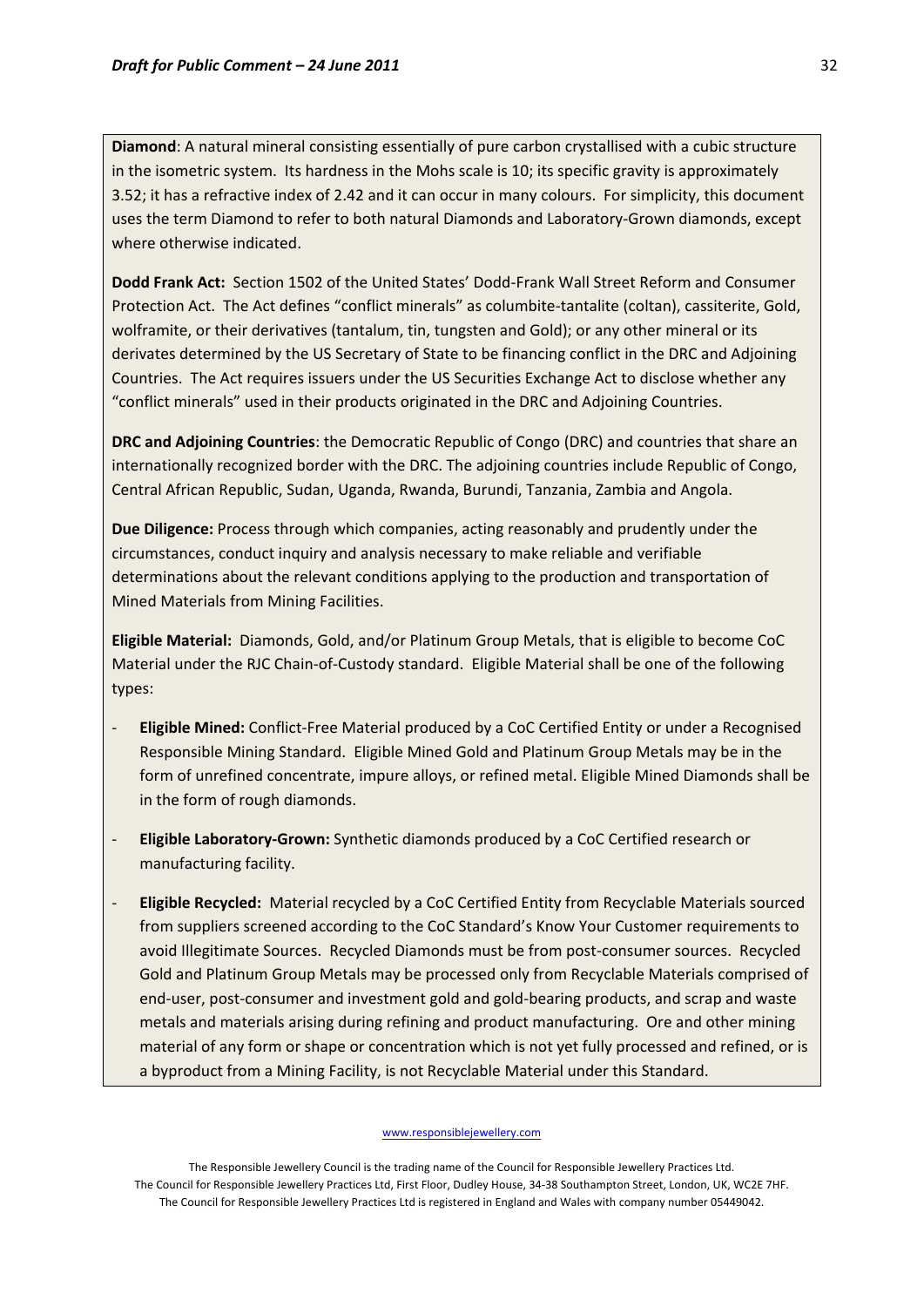**Diamond**: A natural mineral consisting essentially of pure carbon crystallised with a cubic structure in the isometric system. Its hardness in the Mohs scale is 10; its specific gravity is approximately 3.52; it has a refractive index of 2.42 and it can occur in many colours. For simplicity, this document uses the term Diamond to refer to both natural Diamonds and Laboratory-Grown diamonds, except where otherwise indicated.

**Dodd Frank Act:** Section 1502 of the United States' Dodd-Frank Wall Street Reform and Consumer Protection Act. The Act defines "conflict minerals" as columbite-tantalite (coltan), cassiterite, Gold, wolframite, or their derivatives (tantalum, tin, tungsten and Gold); or any other mineral or its derivates determined by the US Secretary of State to be financing conflict in the DRC and Adjoining Countries. The Act requires issuers under the US Securities Exchange Act to disclose whether any "conflict minerals" used in their products originated in the DRC and Adjoining Countries.

**DRC and Adjoining Countries**: the Democratic Republic of Congo (DRC) and countries that share an internationally recognized border with the DRC. The adjoining countries include Republic of Congo, Central African Republic, Sudan, Uganda, Rwanda, Burundi, Tanzania, Zambia and Angola.

**Due Diligence:** Process through which companies, acting reasonably and prudently under the circumstances, conduct inquiry and analysis necessary to make reliable and verifiable determinations about the relevant conditions applying to the production and transportation of Mined Materials from Mining Facilities.

**Eligible Material:** Diamonds, Gold, and/or Platinum Group Metals, that is eligible to become CoC Material under the RJC Chain-of-Custody standard. Eligible Material shall be one of the following types:

- **Eligible Mined:** Conflict-Free Material produced by a CoC Certified Entity or under a Recognised Responsible Mining Standard. Eligible Mined Gold and Platinum Group Metals may be in the form of unrefined concentrate, impure alloys, or refined metal. Eligible Mined Diamonds shall be in the form of rough diamonds.
- **Eligible Laboratory-Grown:** Synthetic diamonds produced by a CoC Certified research or manufacturing facility.
- **Eligible Recycled:** Material recycled by a CoC Certified Entity from Recyclable Materials sourced from suppliers screened according to the CoC Standard's Know Your Customer requirements to avoid Illegitimate Sources. Recycled Diamonds must be from post-consumer sources. Recycled Gold and Platinum Group Metals may be processed only from Recyclable Materials comprised of end-user, post-consumer and investment gold and gold-bearing products, and scrap and waste metals and materials arising during refining and product manufacturing. Ore and other mining material of any form or shape or concentration which is not yet fully processed and refined, or is a byproduct from a Mining Facility, is not Recyclable Material under this Standard.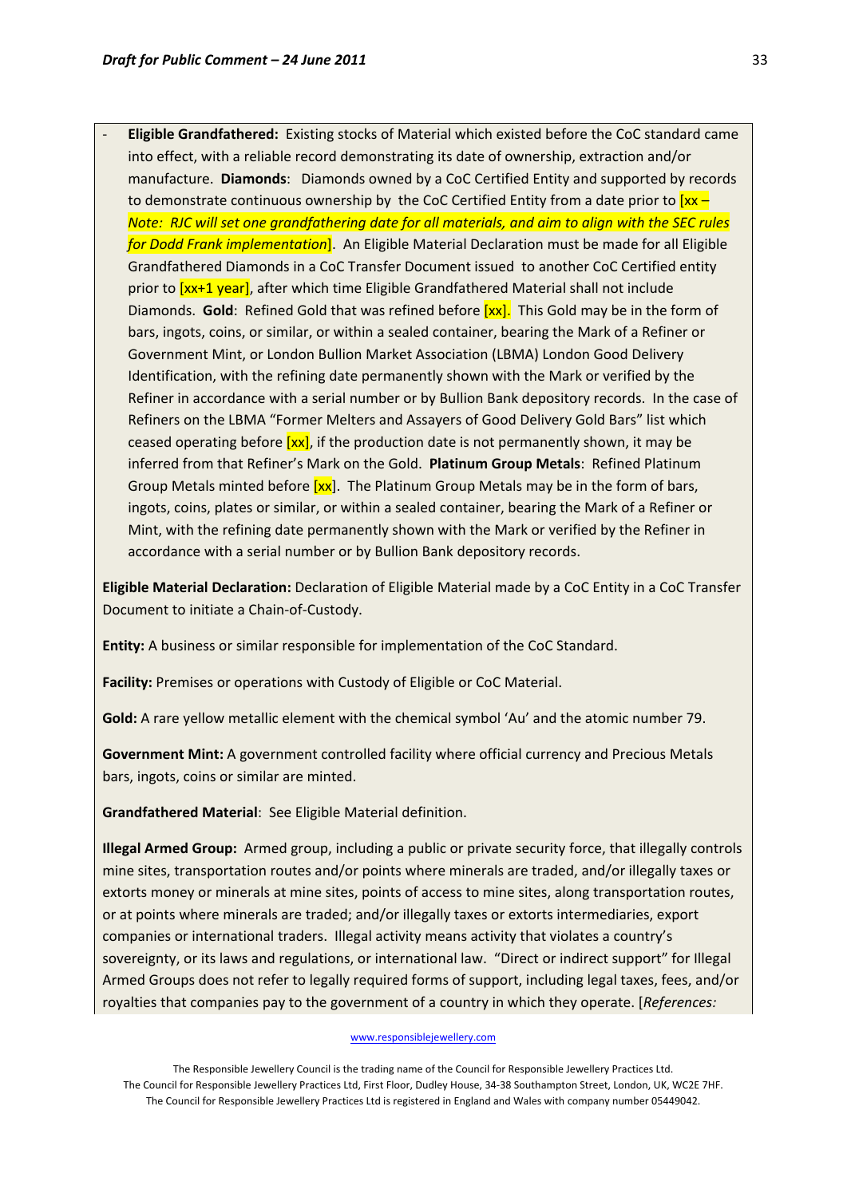- **Eligible Grandfathered:** Existing stocks of Material which existed before the CoC standard came into effect, with a reliable record demonstrating its date of ownership, extraction and/or manufacture. **Diamonds**: Diamonds owned by a CoC Certified Entity and supported by records to demonstrate continuous ownership by the CoC Certified Entity from a date prior to [xx – *Note: RJC will set one grandfathering date for all materials, and aim to align with the SEC rules for Dodd Frank implementation*]. An Eligible Material Declaration must be made for all Eligible Grandfathered Diamonds in a CoC Transfer Document issued to another CoC Certified entity prior to [xx+1 year], after which time Eligible Grandfathered Material shall not include Diamonds. **Gold**: Refined Gold that was refined before [xx]. This Gold may be in the form of bars, ingots, coins, or similar, or within a sealed container, bearing the Mark of a Refiner or Government Mint, or London Bullion Market Association (LBMA) London Good Delivery Identification, with the refining date permanently shown with the Mark or verified by the Refiner in accordance with a serial number or by Bullion Bank depository records. In the case of Refiners on the LBMA "Former Melters and Assayers of Good Delivery Gold Bars" list which ceased operating before [xx], if the production date is not permanently shown, it may be inferred from that Refiner's Mark on the Gold. **Platinum Group Metals**: Refined Platinum Group Metals minted before [xx]. The Platinum Group Metals may be in the form of bars, ingots, coins, plates or similar, or within a sealed container, bearing the Mark of a Refiner or Mint, with the refining date permanently shown with the Mark or verified by the Refiner in accordance with a serial number or by Bullion Bank depository records.

**Eligible Material Declaration:** Declaration of Eligible Material made by a CoC Entity in a CoC Transfer Document to initiate a Chain-of-Custody.

**Entity:** A business or similar responsible for implementation of the CoC Standard.

**Facility:** Premises or operations with Custody of Eligible or CoC Material.

**Gold:** A rare yellow metallic element with the chemical symbol 'Au' and the atomic number 79.

**Government Mint:** A government controlled facility where official currency and Precious Metals bars, ingots, coins or similar are minted.

**Grandfathered Material**: See Eligible Material definition.

**Illegal Armed Group:** Armed group, including a public or private security force, that illegally controls mine sites, transportation routes and/or points where minerals are traded, and/or illegally taxes or extorts money or minerals at mine sites, points of access to mine sites, along transportation routes, or at points where minerals are traded; and/or illegally taxes or extorts intermediaries, export companies or international traders. Illegal activity means activity that violates a country's sovereignty, or its laws and regulations, or international law. "Direct or indirect support" for Illegal Armed Groups does not refer to legally required forms of support, including legal taxes, fees, and/or royalties that companies pay to the government of a country in which they operate. [*References:*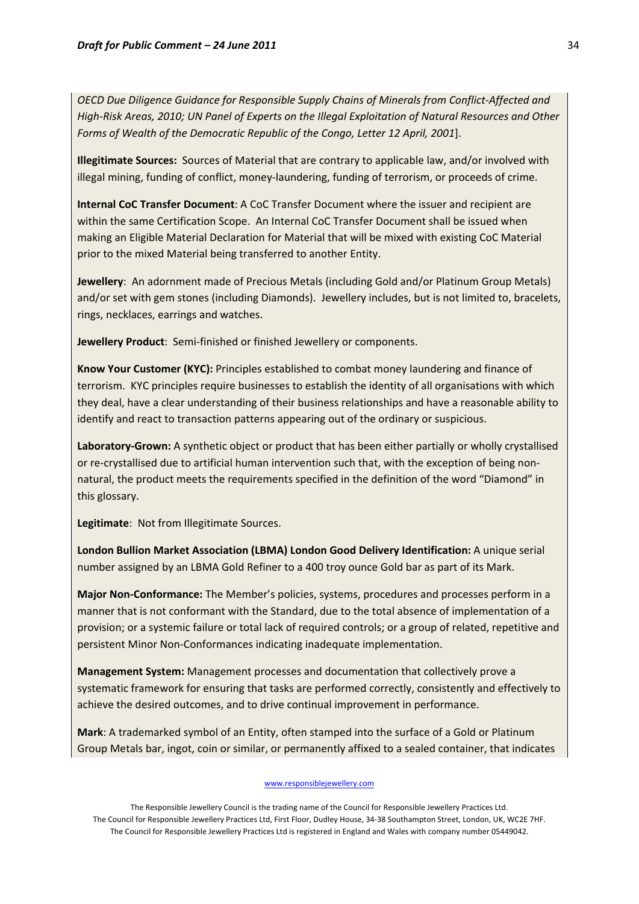*OECD Due Diligence Guidance for Responsible Supply Chains of Minerals from Conflict-Affected and High-Risk Areas, 2010; UN Panel of Experts on the Illegal Exploitation of Natural Resources and Other Forms of Wealth of the Democratic Republic of the Congo, Letter 12 April, 2001*].

**Illegitimate Sources:** Sources of Material that are contrary to applicable law, and/or involved with illegal mining, funding of conflict, money-laundering, funding of terrorism, or proceeds of crime.

**Internal CoC Transfer Document**: A CoC Transfer Document where the issuer and recipient are within the same Certification Scope. An Internal CoC Transfer Document shall be issued when making an Eligible Material Declaration for Material that will be mixed with existing CoC Material prior to the mixed Material being transferred to another Entity.

**Jewellery**: An adornment made of Precious Metals (including Gold and/or Platinum Group Metals) and/or set with gem stones (including Diamonds). Jewellery includes, but is not limited to, bracelets, rings, necklaces, earrings and watches.

**Jewellery Product**: Semi-finished or finished Jewellery or components.

**Know Your Customer (KYC):** Principles established to combat money laundering and finance of terrorism. KYC principles require businesses to establish the identity of all organisations with which they deal, have a clear understanding of their business relationships and have a reasonable ability to identify and react to transaction patterns appearing out of the ordinary or suspicious.

**Laboratory-Grown:** A synthetic object or product that has been either partially or wholly crystallised or re-crystallised due to artificial human intervention such that, with the exception of being non-natural, the product meets the requirements specified in the definition of the word "Diamond" in this glossary.

**Legitimate**: Not from Illegitimate Sources.

**London Bullion Market Association (LBMA) London Good Delivery Identification:** A unique serial number assigned by an LBMA Gold Refiner to a 400 troy ounce Gold bar as part of its Mark.

**Major Non-Conformance:** The Member's policies, systems, procedures and processes perform in a manner that is not conformant with the Standard, due to the total absence of implementation of a provision; or a systemic failure or total lack of required controls; or a group of related, repetitive and persistent Minor Non-Conformances indicating inadequate implementation.

**Management System:** Management processes and documentation that collectively prove a systematic framework for ensuring that tasks are performed correctly, consistently and effectively to achieve the desired outcomes, and to drive continual improvement in performance.

**Mark**: A trademarked symbol of an Entity, often stamped into the surface of a Gold or Platinum Group Metals bar, ingot, coin or similar, or permanently affixed to a sealed container, that indicates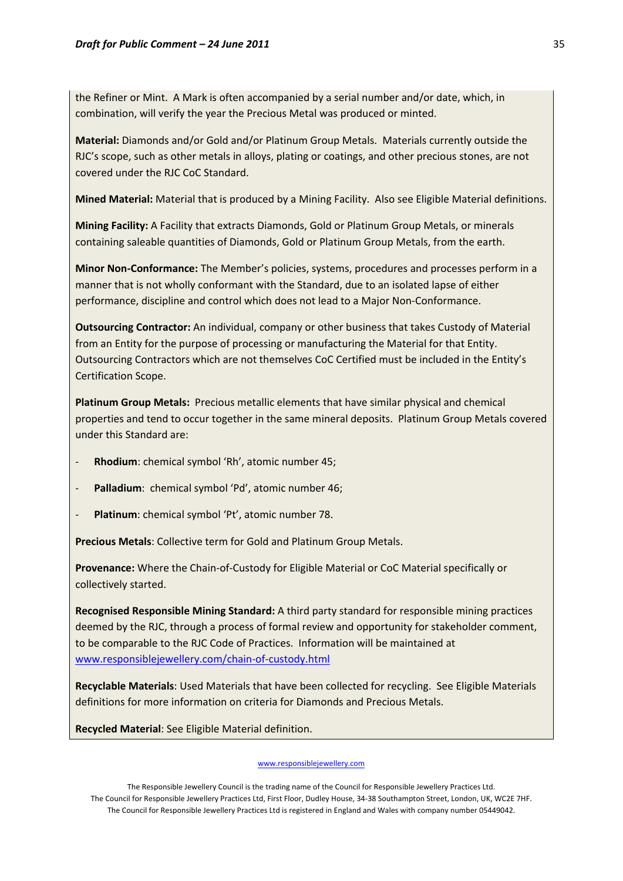the Refiner or Mint. A Mark is often accompanied by a serial number and/or date, which, in combination, will verify the year the Precious Metal was produced or minted.

**Material:** Diamonds and/or Gold and/or Platinum Group Metals. Materials currently outside the RJC's scope, such as other metals in alloys, plating or coatings, and other precious stones, are not covered under the RJC CoC Standard.

**Mined Material:** Material that is produced by a Mining Facility. Also see Eligible Material definitions.

**Mining Facility:** A Facility that extracts Diamonds, Gold or Platinum Group Metals, or minerals containing saleable quantities of Diamonds, Gold or Platinum Group Metals, from the earth.

**Minor Non-Conformance:** The Member's policies, systems, procedures and processes perform in a manner that is not wholly conformant with the Standard, due to an isolated lapse of either performance, discipline and control which does not lead to a Major Non-Conformance.

**Outsourcing Contractor:** An individual, company or other business that takes Custody of Material from an Entity for the purpose of processing or manufacturing the Material for that Entity. Outsourcing Contractors which are not themselves CoC Certified must be included in the Entity's Certification Scope.

**Platinum Group Metals:** Precious metallic elements that have similar physical and chemical properties and tend to occur together in the same mineral deposits. Platinum Group Metals covered under this Standard are:

- **Rhodium**: chemical symbol 'Rh', atomic number 45;
- **Palladium**: chemical symbol 'Pd', atomic number 46;
- **Platinum**: chemical symbol 'Pt', atomic number 78.

**Precious Metals**: Collective term for Gold and Platinum Group Metals.

**Provenance:** Where the Chain-of-Custody for Eligible Material or CoC Material specifically or collectively started.

**Recognised Responsible Mining Standard:** A third party standard for responsible mining practices deemed by the RJC, through a process of formal review and opportunity for stakeholder comment, to be comparable to the RJC Code of Practices. Information will be maintained at www.responsiblejewellery.com/chain-of-custody.html

**Recyclable Materials**: Used Materials that have been collected for recycling. See Eligible Materials definitions for more information on criteria for Diamonds and Precious Metals.

**Recycled Material**: See Eligible Material definition.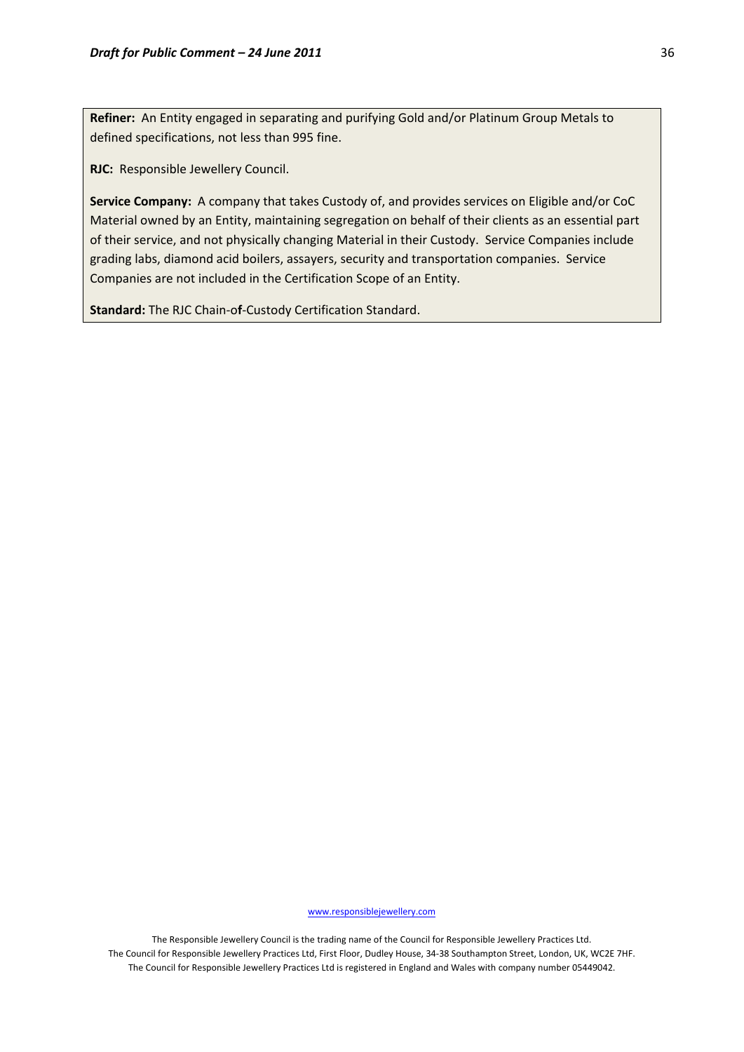**Refiner:** An Entity engaged in separating and purifying Gold and/or Platinum Group Metals to defined specifications, not less than 995 fine.

**RJC:** Responsible Jewellery Council.

**Service Company:** A company that takes Custody of, and provides services on Eligible and/or CoC Material owned by an Entity, maintaining segregation on behalf of their clients as an essential part of their service, and not physically changing Material in their Custody. Service Companies include grading labs, diamond acid boilers, assayers, security and transportation companies. Service Companies are not included in the Certification Scope of an Entity.

**Standard:** The RJC Chain-of-Custody Certification Standard.